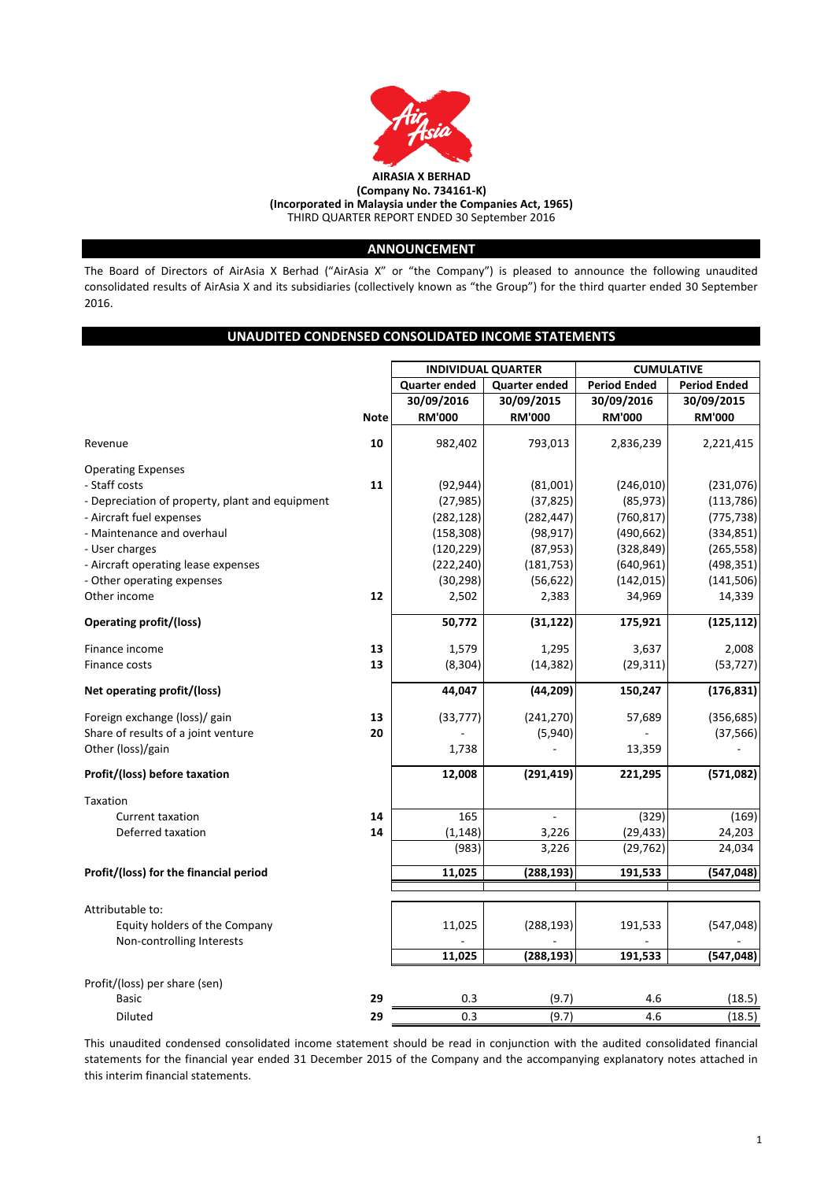**AIRASIA X BERHAD**
**(Company No. 734161-K)**
**(Incorporated in Malaysia under the Companies Act, 1965)**
THIRD QUARTER REPORT ENDED 30 September 2016

## ANNOUNCEMENT

The Board of Directors of AirAsia X Berhad ("AirAsia X" or "the Company") is pleased to announce the following unaudited consolidated results of AirAsia X and its subsidiaries (collectively known as "the Group") for the third quarter ended 30 September 2016.

## UNAUDITED CONDENSED CONSOLIDATED INCOME STATEMENTS

| | | INDIVIDUAL QUARTER | | CUMULATIVE | |
|---|---|---|---|---|---|
| | | Quarter ended | Quarter ended | Period Ended | Period Ended |
| | | 30/09/2016 | 30/09/2015 | 30/09/2016 | 30/09/2015 |
| | Note | RM'000 | RM'000 | RM'000 | RM'000 |
| Revenue | 10 | 982,402 | 793,013 | 2,836,239 | 2,221,415 |
| Operating Expenses | | | | | |
| - Staff costs | 11 | (92,944) | (81,001) | (246,010) | (231,076) |
| - Depreciation of property, plant and equipment | | (27,985) | (37,825) | (85,973) | (113,786) |
| - Aircraft fuel expenses | | (282,128) | (282,447) | (760,817) | (775,738) |
| - Maintenance and overhaul | | (158,308) | (98,917) | (490,662) | (334,851) |
| - User charges | | (120,229) | (87,953) | (328,849) | (265,558) |
| - Aircraft operating lease expenses | | (222,240) | (181,753) | (640,961) | (498,351) |
| - Other operating expenses | | (30,298) | (56,622) | (142,015) | (141,506) |
| Other income | 12 | 2,502 | 2,383 | 34,969 | 14,339 |
| **Operating profit/(loss)** | | **50,772** | **(31,122)** | **175,921** | **(125,112)** |
| Finance income | 13 | 1,579 | 1,295 | 3,637 | 2,008 |
| Finance costs | 13 | (8,304) | (14,382) | (29,311) | (53,727) |
| **Net operating profit/(loss)** | | **44,047** | **(44,209)** | **150,247** | **(176,831)** |
| Foreign exchange (loss)/ gain | 13 | (33,777) | (241,270) | 57,689 | (356,685) |
| Share of results of a joint venture | 20 | - | (5,940) | - | (37,566) |
| Other (loss)/gain | | 1,738 | - | 13,359 | - |
| **Profit/(loss) before taxation** | | **12,008** | **(291,419)** | **221,295** | **(571,082)** |
| Taxation | | | | | |
| Current taxation | 14 | 165 | - | (329) | (169) |
| Deferred taxation | 14 | (1,148) | 3,226 | (29,433) | 24,203 |
| | | (983) | 3,226 | (29,762) | 24,034 |
| **Profit/(loss) for the financial period** | | **11,025** | **(288,193)** | **191,533** | **(547,048)** |
| Attributable to: | | | | | |
| Equity holders of the Company | | 11,025 | (288,193) | 191,533 | (547,048) |
| Non-controlling Interests | | - | - | - | - |
| | | **11,025** | **(288,193)** | **191,533** | **(547,048)** |
| Profit/(loss) per share (sen) | | | | | |
| Basic | 29 | 0.3 | (9.7) | 4.6 | (18.5) |
| Diluted | 29 | 0.3 | (9.7) | 4.6 | (18.5) |

This unaudited condensed consolidated income statement should be read in conjunction with the audited consolidated financial statements for the financial year ended 31 December 2015 of the Company and the accompanying explanatory notes attached in this interim financial statements.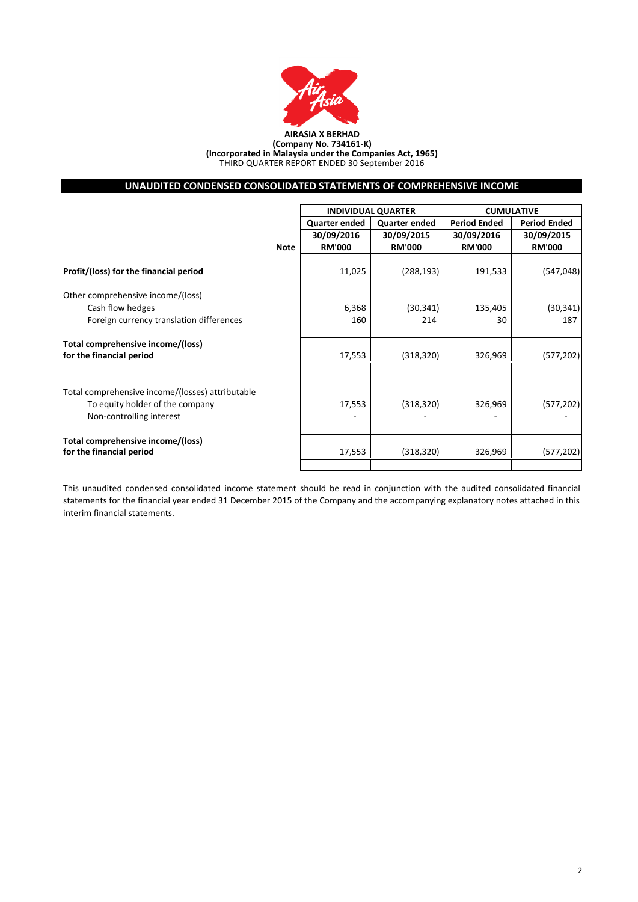**AIRASIA X BERHAD**
**(Company No. 734161-K)**
**(Incorporated in Malaysia under the Companies Act, 1965)**
THIRD QUARTER REPORT ENDED 30 September 2016

## UNAUDITED CONDENSED CONSOLIDATED STATEMENTS OF COMPREHENSIVE INCOME

| | | INDIVIDUAL QUARTER | | CUMULATIVE | |
|---|---|---|---|---|---|
| | | **Quarter ended** | **Quarter ended** | **Period Ended** | **Period Ended** |
| | | **30/09/2016** | **30/09/2015** | **30/09/2016** | **30/09/2015** |
| | **Note** | **RM'000** | **RM'000** | **RM'000** | **RM'000** |
| **Profit/(loss) for the financial period** | | 11,025 | (288,193) | 191,533 | (547,048) |
| Other comprehensive income/(loss) | | | | | |
| Cash flow hedges | | 6,368 | (30,341) | 135,405 | (30,341) |
| Foreign currency translation differences | | 160 | 214 | 30 | 187 |
| **Total comprehensive income/(loss) for the financial period** | | 17,553 | (318,320) | 326,969 | (577,202) |
| Total comprehensive income/(losses) attributable | | | | | |
| To equity holder of the company | | 17,553 | (318,320) | 326,969 | (577,202) |
| Non-controlling interest | | - | - | - | - |
| **Total comprehensive income/(loss) for the financial period** | | 17,553 | (318,320) | 326,969 | (577,202) |

This unaudited condensed consolidated income statement should be read in conjunction with the audited consolidated financial statements for the financial year ended 31 December 2015 of the Company and the accompanying explanatory notes attached in this interim financial statements.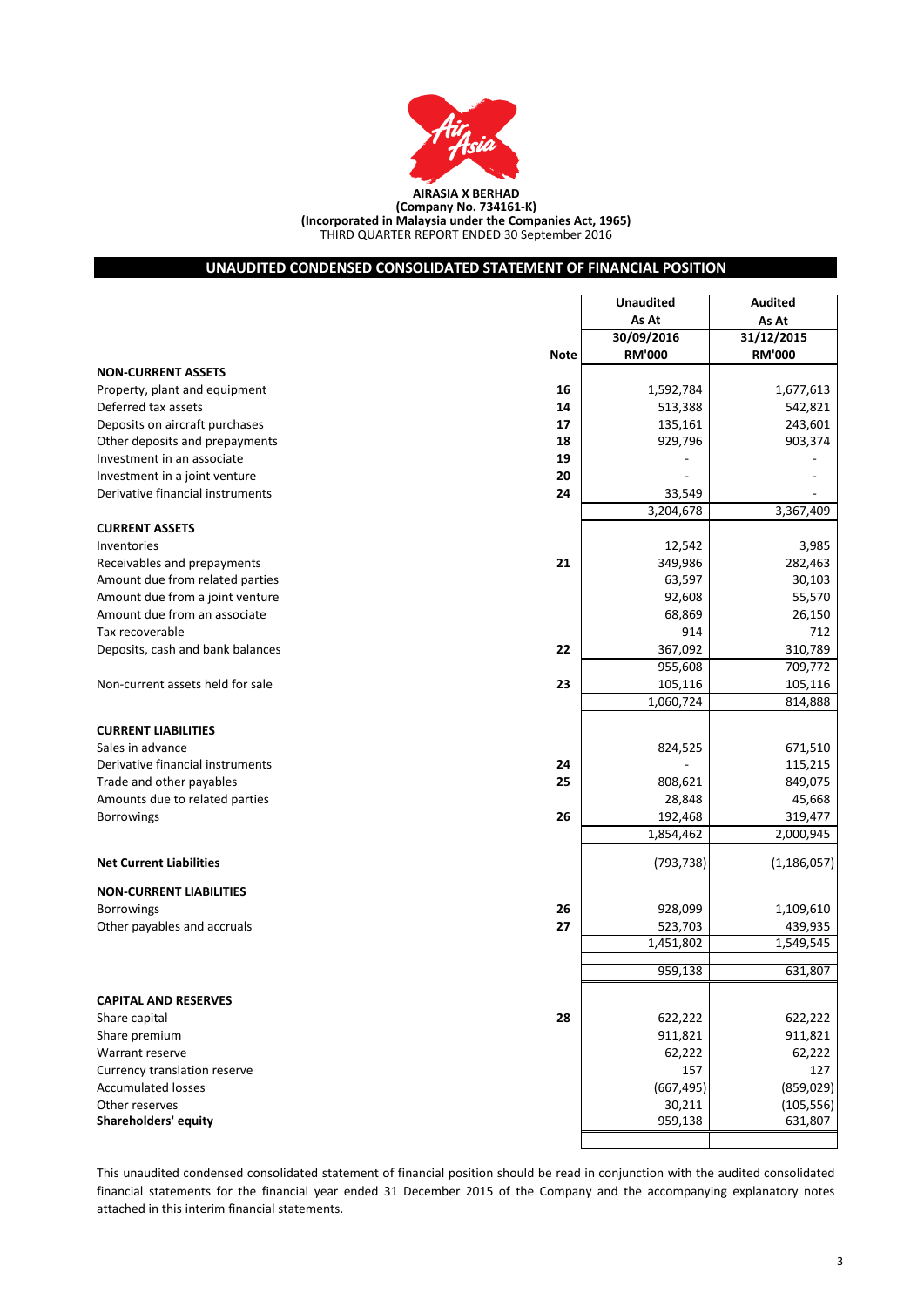**AIRASIA X BERHAD**
**(Company No. 734161-K)**
**(Incorporated in Malaysia under the Companies Act, 1965)**
THIRD QUARTER REPORT ENDED 30 September 2016

## UNAUDITED CONDENSED CONSOLIDATED STATEMENT OF FINANCIAL POSITION

| | Note | Unaudited As At 30/09/2016 RM'000 | Audited As At 31/12/2015 RM'000 |
|---|---|---|---|
| **NON-CURRENT ASSETS** | | | |
| Property, plant and equipment | 16 | 1,592,784 | 1,677,613 |
| Deferred tax assets | 14 | 513,388 | 542,821 |
| Deposits on aircraft purchases | 17 | 135,161 | 243,601 |
| Other deposits and prepayments | 18 | 929,796 | 903,374 |
| Investment in an associate | 19 | - | - |
| Investment in a joint venture | 20 | - | - |
| Derivative financial instruments | 24 | 33,549 | - |
| | | 3,204,678 | 3,367,409 |
| **CURRENT ASSETS** | | | |
| Inventories | | 12,542 | 3,985 |
| Receivables and prepayments | 21 | 349,986 | 282,463 |
| Amount due from related parties | | 63,597 | 30,103 |
| Amount due from a joint venture | | 92,608 | 55,570 |
| Amount due from an associate | | 68,869 | 26,150 |
| Tax recoverable | | 914 | 712 |
| Deposits, cash and bank balances | 22 | 367,092 | 310,789 |
| | | 955,608 | 709,772 |
| Non-current assets held for sale | 23 | 105,116 | 105,116 |
| | | 1,060,724 | 814,888 |
| **CURRENT LIABILITIES** | | | |
| Sales in advance | | 824,525 | 671,510 |
| Derivative financial instruments | 24 | - | 115,215 |
| Trade and other payables | 25 | 808,621 | 849,075 |
| Amounts due to related parties | | 28,848 | 45,668 |
| Borrowings | 26 | 192,468 | 319,477 |
| | | 1,854,462 | 2,000,945 |
| **Net Current Liabilities** | | (793,738) | (1,186,057) |
| **NON-CURRENT LIABILITIES** | | | |
| Borrowings | 26 | 928,099 | 1,109,610 |
| Other payables and accruals | 27 | 523,703 | 439,935 |
| | | 1,451,802 | 1,549,545 |
| | | 959,138 | 631,807 |
| **CAPITAL AND RESERVES** | | | |
| Share capital | 28 | 622,222 | 622,222 |
| Share premium | | 911,821 | 911,821 |
| Warrant reserve | | 62,222 | 62,222 |
| Currency translation reserve | | 157 | 127 |
| Accumulated losses | | (667,495) | (859,029) |
| Other reserves | | 30,211 | (105,556) |
| **Shareholders' equity** | | 959,138 | 631,807 |

This unaudited condensed consolidated statement of financial position should be read in conjunction with the audited consolidated financial statements for the financial year ended 31 December 2015 of the Company and the accompanying explanatory notes attached in this interim financial statements.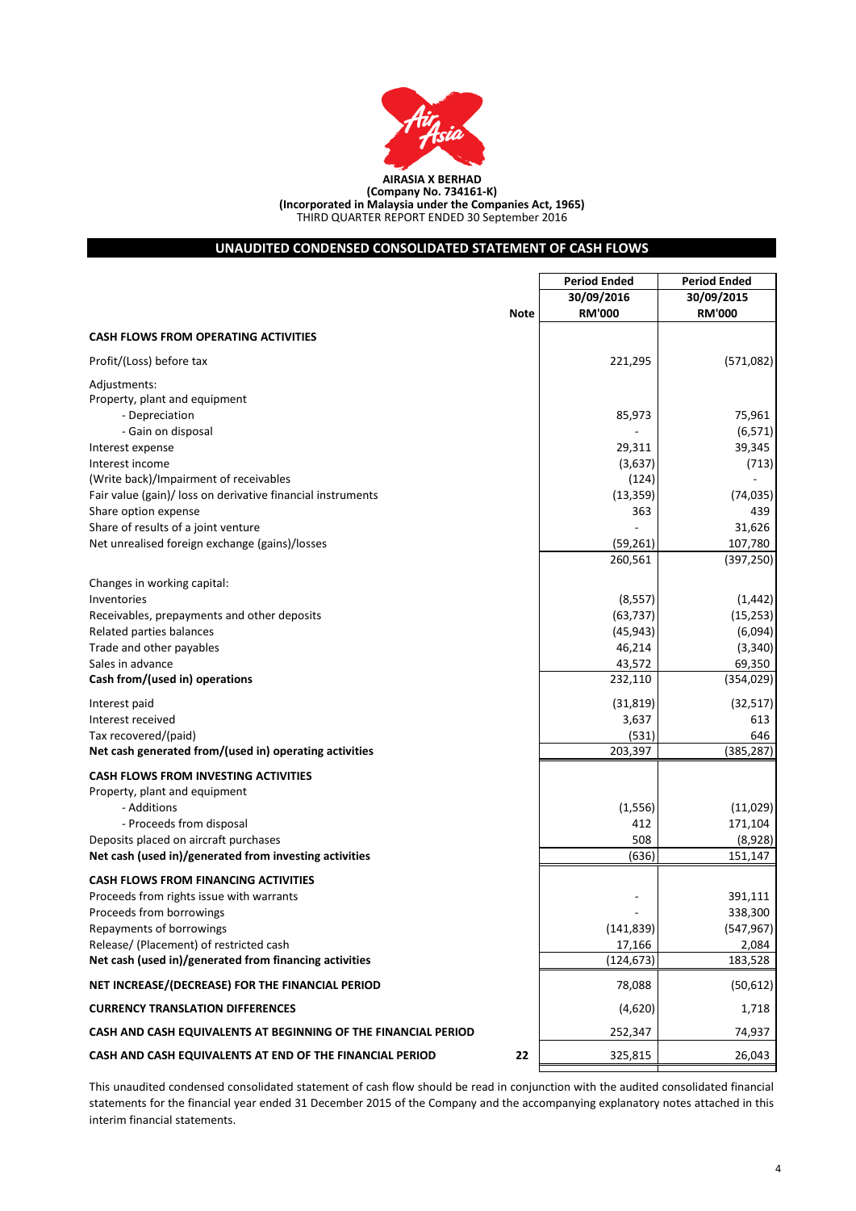**AIRASIA X BERHAD**
**(Company No. 734161-K)**
**(Incorporated in Malaysia under the Companies Act, 1965)**
THIRD QUARTER REPORT ENDED 30 September 2016

## UNAUDITED CONDENSED CONSOLIDATED STATEMENT OF CASH FLOWS

| | Note | Period Ended 30/09/2016 RM'000 | Period Ended 30/09/2015 RM'000 |
|---|---|---|---|
| **CASH FLOWS FROM OPERATING ACTIVITIES** | | | |
| Profit/(Loss) before tax | | 221,295 | (571,082) |
| Adjustments: | | | |
| Property, plant and equipment | | | |
| - Depreciation | | 85,973 | 75,961 |
| - Gain on disposal | | - | (6,571) |
| Interest expense | | 29,311 | 39,345 |
| Interest income | | (3,637) | (713) |
| (Write back)/Impairment of receivables | | (124) | - |
| Fair value (gain)/ loss on derivative financial instruments | | (13,359) | (74,035) |
| Share option expense | | 363 | 439 |
| Share of results of a joint venture | | - | 31,626 |
| Net unrealised foreign exchange (gains)/losses | | (59,261) | 107,780 |
| | | 260,561 | (397,250) |
| Changes in working capital: | | | |
| Inventories | | (8,557) | (1,442) |
| Receivables, prepayments and other deposits | | (63,737) | (15,253) |
| Related parties balances | | (45,943) | (6,094) |
| Trade and other payables | | 46,214 | (3,340) |
| Sales in advance | | 43,572 | 69,350 |
| **Cash from/(used in) operations** | | 232,110 | (354,029) |
| Interest paid | | (31,819) | (32,517) |
| Interest received | | 3,637 | 613 |
| Tax recovered/(paid) | | (531) | 646 |
| **Net cash generated from/(used in) operating activities** | | 203,397 | (385,287) |
| **CASH FLOWS FROM INVESTING ACTIVITIES** | | | |
| Property, plant and equipment | | | |
| - Additions | | (1,556) | (11,029) |
| - Proceeds from disposal | | 412 | 171,104 |
| Deposits placed on aircraft purchases | | 508 | (8,928) |
| **Net cash (used in)/generated from investing activities** | | (636) | 151,147 |
| **CASH FLOWS FROM FINANCING ACTIVITIES** | | | |
| Proceeds from rights issue with warrants | | - | 391,111 |
| Proceeds from borrowings | | - | 338,300 |
| Repayments of borrowings | | (141,839) | (547,967) |
| Release/ (Placement) of restricted cash | | 17,166 | 2,084 |
| **Net cash (used in)/generated from financing activities** | | (124,673) | 183,528 |
| **NET INCREASE/(DECREASE) FOR THE FINANCIAL PERIOD** | | 78,088 | (50,612) |
| **CURRENCY TRANSLATION DIFFERENCES** | | (4,620) | 1,718 |
| **CASH AND CASH EQUIVALENTS AT BEGINNING OF THE FINANCIAL PERIOD** | | 252,347 | 74,937 |
| **CASH AND CASH EQUIVALENTS AT END OF THE FINANCIAL PERIOD** | 22 | 325,815 | 26,043 |

This unaudited condensed consolidated statement of cash flow should be read in conjunction with the audited consolidated financial statements for the financial year ended 31 December 2015 of the Company and the accompanying explanatory notes attached in this interim financial statements.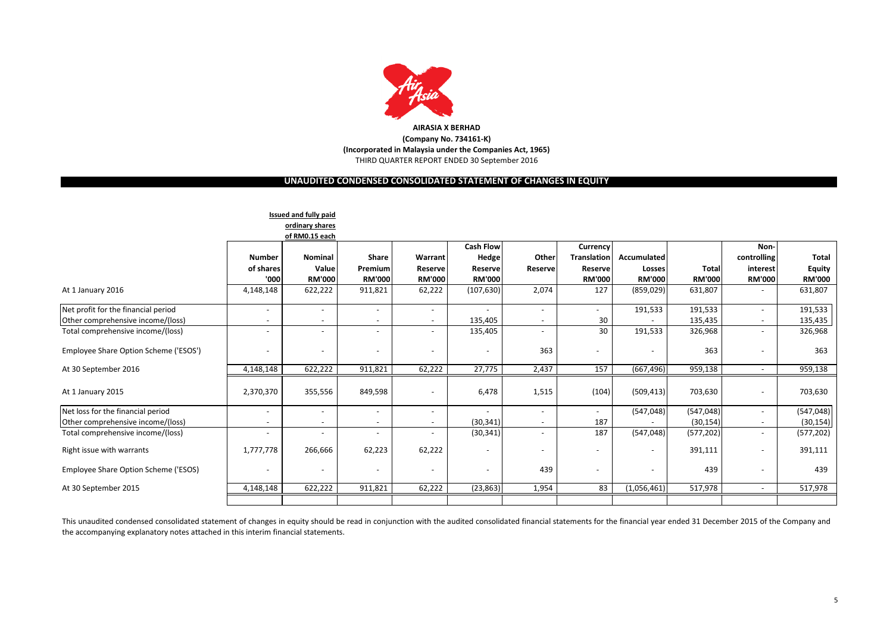**AIRASIA X BERHAD**
**(Company No. 734161-K)**
**(Incorporated in Malaysia under the Companies Act, 1965)**
THIRD QUARTER REPORT ENDED 30 September 2016

## UNAUDITED CONDENSED CONSOLIDATED STATEMENT OF CHANGES IN EQUITY

| | Issued and fully paid ordinary shares of RM0.15 each | | | | | | | | | | |
|---|---|---|---|---|---|---|---|---|---|---|---|
| | **Number of shares '000** | **Nominal Value RM'000** | **Share Premium RM'000** | **Warrant Reserve RM'000** | **Cash Flow Hedge Reserve RM'000** | **Other Reserve** | **Currency Translation Reserve RM'000** | **Accumulated Losses RM'000** | **Total RM'000** | **Non-controlling interest RM'000** | **Total Equity RM'000** |
| At 1 January 2016 | 4,148,148 | 622,222 | 911,821 | 62,222 | (107,630) | 2,074 | 127 | (859,029) | 631,807 | - | 631,807 |
| Net profit for the financial period | - | - | - | - | - | - | - | 191,533 | 191,533 | - | 191,533 |
| Other comprehensive income/(loss) | - | - | - | - | 135,405 | - | 30 | - | 135,435 | - | 135,435 |
| Total comprehensive income/(loss) | - | - | - | - | 135,405 | - | 30 | 191,533 | 326,968 | - | 326,968 |
| Employee Share Option Scheme ('ESOS') | - | - | - | - | - | 363 | - | - | 363 | - | 363 |
| At 30 September 2016 | 4,148,148 | 622,222 | 911,821 | 62,222 | 27,775 | 2,437 | 157 | (667,496) | 959,138 | - | 959,138 |
| At 1 January 2015 | 2,370,370 | 355,556 | 849,598 | - | 6,478 | 1,515 | (104) | (509,413) | 703,630 | - | 703,630 |
| Net loss for the financial period | - | - | - | - | - | - | - | (547,048) | (547,048) | - | (547,048) |
| Other comprehensive income/(loss) | - | - | - | - | (30,341) | - | 187 | - | (30,154) | - | (30,154) |
| Total comprehensive income/(loss) | - | - | - | - | (30,341) | - | 187 | (547,048) | (577,202) | - | (577,202) |
| Right issue with warrants | 1,777,778 | 266,666 | 62,223 | 62,222 | - | - | - | - | 391,111 | - | 391,111 |
| Employee Share Option Scheme ('ESOS) | - | - | - | - | - | 439 | - | - | 439 | - | 439 |
| At 30 September 2015 | 4,148,148 | 622,222 | 911,821 | 62,222 | (23,863) | 1,954 | 83 | (1,056,461) | 517,978 | - | 517,978 |

This unaudited condensed consolidated statement of changes in equity should be read in conjunction with the audited consolidated financial statements for the financial year ended 31 December 2015 of the Company and the accompanying explanatory notes attached in this interim financial statements.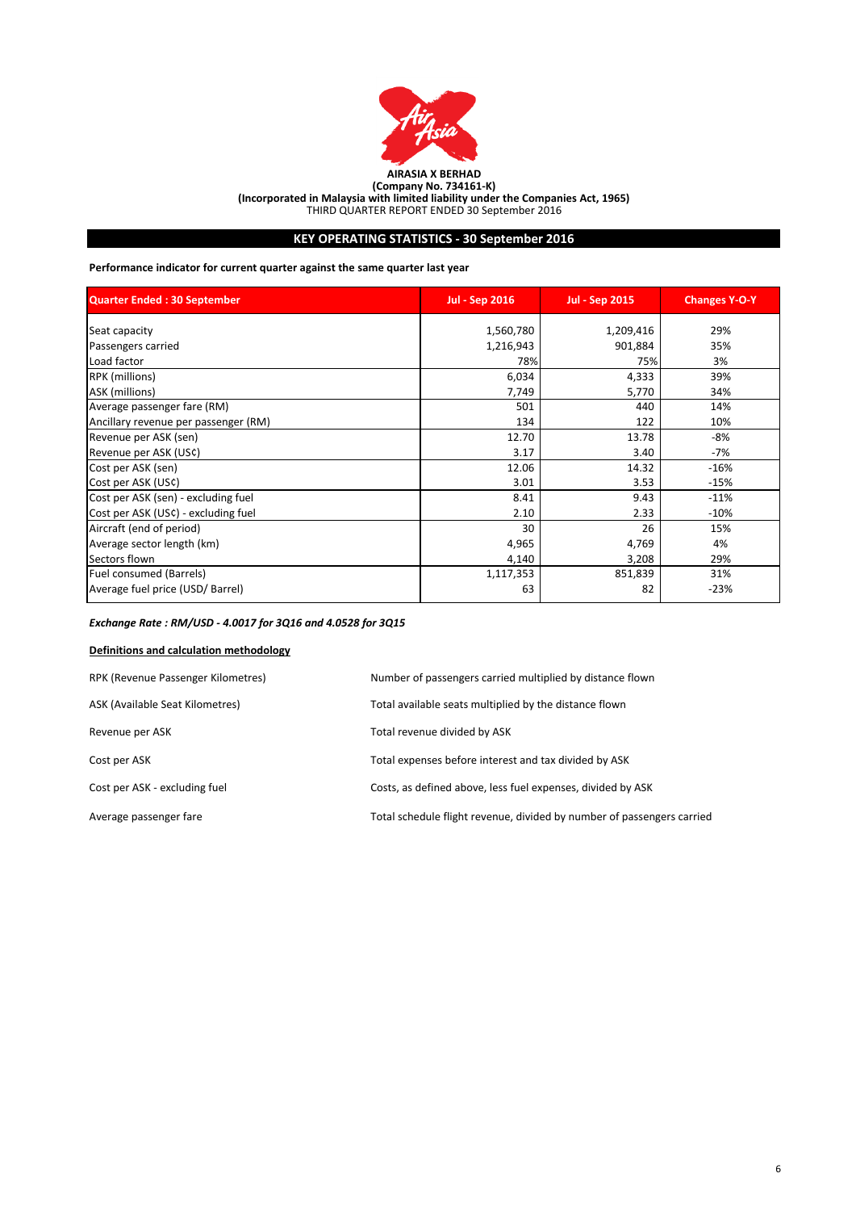**AIRASIA X BERHAD**
**(Company No. 734161-K)**
**(Incorporated in Malaysia with limited liability under the Companies Act, 1965)**
THIRD QUARTER REPORT ENDED 30 September 2016

## KEY OPERATING STATISTICS - 30 September 2016

**Performance indicator for current quarter against the same quarter last year**

| Quarter Ended : 30 September | Jul - Sep 2016 | Jul - Sep 2015 | Changes Y-O-Y |
|---|---|---|---|
| Seat capacity | 1,560,780 | 1,209,416 | 29% |
| Passengers carried | 1,216,943 | 901,884 | 35% |
| Load factor | 78% | 75% | 3% |
| RPK (millions) | 6,034 | 4,333 | 39% |
| ASK (millions) | 7,749 | 5,770 | 34% |
| Average passenger fare (RM) | 501 | 440 | 14% |
| Ancillary revenue per passenger (RM) | 134 | 122 | 10% |
| Revenue per ASK (sen) | 12.70 | 13.78 | -8% |
| Revenue per ASK (US¢) | 3.17 | 3.40 | -7% |
| Cost per ASK (sen) | 12.06 | 14.32 | -16% |
| Cost per ASK (US¢) | 3.01 | 3.53 | -15% |
| Cost per ASK (sen) - excluding fuel | 8.41 | 9.43 | -11% |
| Cost per ASK (US¢) - excluding fuel | 2.10 | 2.33 | -10% |
| Aircraft (end of period) | 30 | 26 | 15% |
| Average sector length (km) | 4,965 | 4,769 | 4% |
| Sectors flown | 4,140 | 3,208 | 29% |
| Fuel consumed (Barrels) | 1,117,353 | 851,839 | 31% |
| Average fuel price (USD/ Barrel) | 63 | 82 | -23% |

***Exchange Rate : RM/USD - 4.0017 for 3Q16 and 4.0528 for 3Q15***

**Definitions and calculation methodology**

| | |
|---|---|
| RPK (Revenue Passenger Kilometres) | Number of passengers carried multiplied by distance flown |
| ASK (Available Seat Kilometres) | Total available seats multiplied by the distance flown |
| Revenue per ASK | Total revenue divided by ASK |
| Cost per ASK | Total expenses before interest and tax divided by ASK |
| Cost per ASK - excluding fuel | Costs, as defined above, less fuel expenses, divided by ASK |
| Average passenger fare | Total schedule flight revenue, divided by number of passengers carried |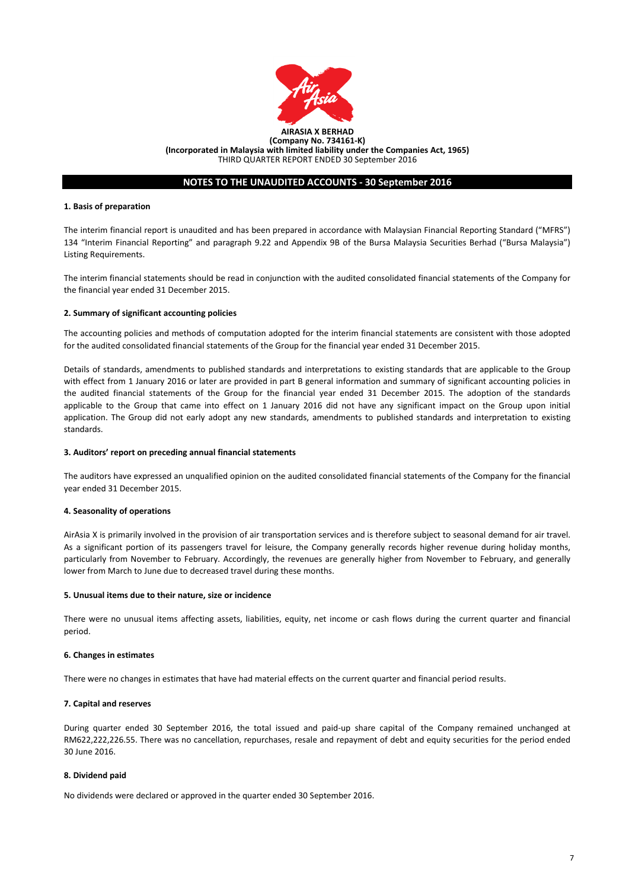**AIRASIA X BERHAD**
**(Company No. 734161-K)**
**(Incorporated in Malaysia with limited liability under the Companies Act, 1965)**
THIRD QUARTER REPORT ENDED 30 September 2016

## NOTES TO THE UNAUDITED ACCOUNTS - 30 September 2016

### 1. Basis of preparation

The interim financial report is unaudited and has been prepared in accordance with Malaysian Financial Reporting Standard ("MFRS") 134 "Interim Financial Reporting" and paragraph 9.22 and Appendix 9B of the Bursa Malaysia Securities Berhad ("Bursa Malaysia") Listing Requirements.

The interim financial statements should be read in conjunction with the audited consolidated financial statements of the Company for the financial year ended 31 December 2015.

### 2. Summary of significant accounting policies

The accounting policies and methods of computation adopted for the interim financial statements are consistent with those adopted for the audited consolidated financial statements of the Group for the financial year ended 31 December 2015.

Details of standards, amendments to published standards and interpretations to existing standards that are applicable to the Group with effect from 1 January 2016 or later are provided in part B general information and summary of significant accounting policies in the audited financial statements of the Group for the financial year ended 31 December 2015. The adoption of the standards applicable to the Group that came into effect on 1 January 2016 did not have any significant impact on the Group upon initial application. The Group did not early adopt any new standards, amendments to published standards and interpretation to existing standards.

### 3. Auditors' report on preceding annual financial statements

The auditors have expressed an unqualified opinion on the audited consolidated financial statements of the Company for the financial year ended 31 December 2015.

### 4. Seasonality of operations

AirAsia X is primarily involved in the provision of air transportation services and is therefore subject to seasonal demand for air travel. As a significant portion of its passengers travel for leisure, the Company generally records higher revenue during holiday months, particularly from November to February. Accordingly, the revenues are generally higher from November to February, and generally lower from March to June due to decreased travel during these months.

### 5. Unusual items due to their nature, size or incidence

There were no unusual items affecting assets, liabilities, equity, net income or cash flows during the current quarter and financial period.

### 6. Changes in estimates

There were no changes in estimates that have had material effects on the current quarter and financial period results.

### 7. Capital and reserves

During quarter ended 30 September 2016, the total issued and paid-up share capital of the Company remained unchanged at RM622,222,226.55. There was no cancellation, repurchases, resale and repayment of debt and equity securities for the period ended 30 June 2016.

### 8. Dividend paid

No dividends were declared or approved in the quarter ended 30 September 2016.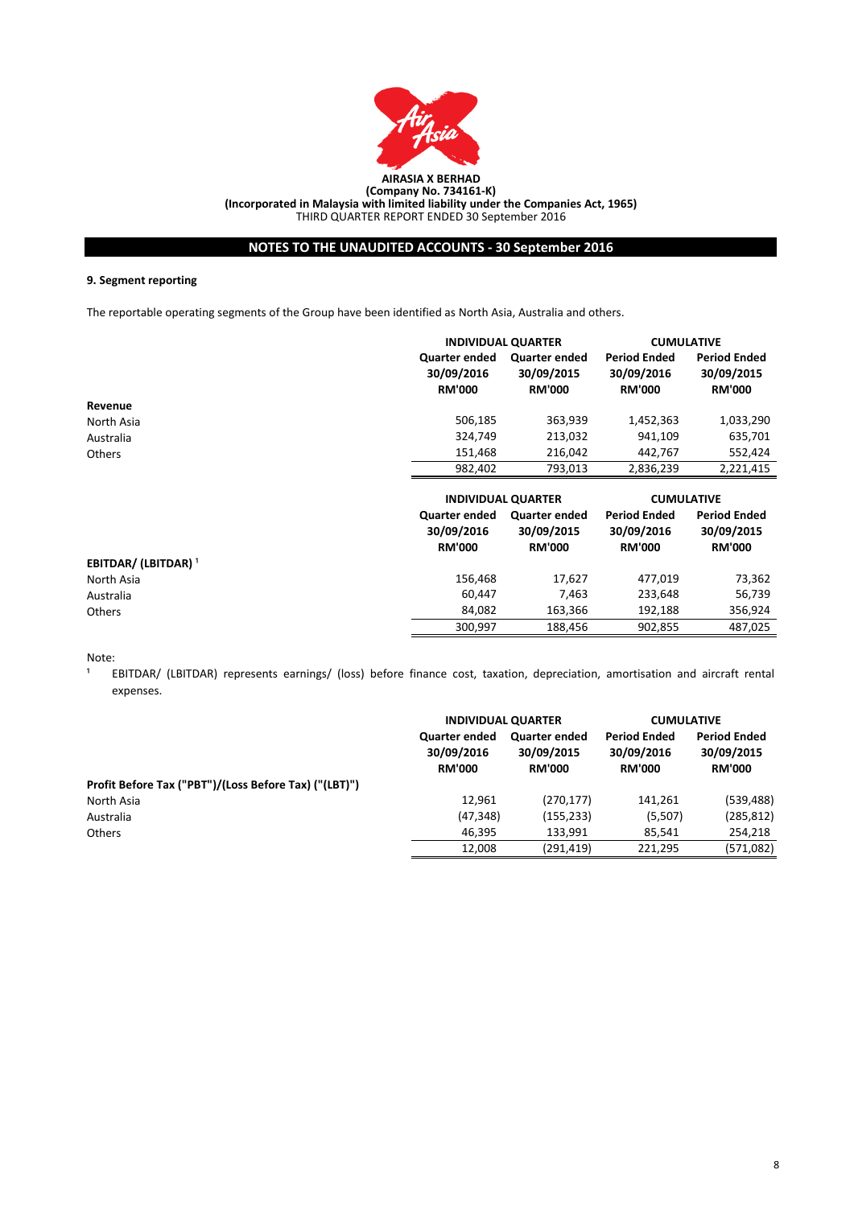**AIRASIA X BERHAD**
**(Company No. 734161-K)**
**(Incorporated in Malaysia with limited liability under the Companies Act, 1965)**
THIRD QUARTER REPORT ENDED 30 September 2016

## NOTES TO THE UNAUDITED ACCOUNTS - 30 September 2016

### 9. Segment reporting

The reportable operating segments of the Group have been identified as North Asia, Australia and others.

| | INDIVIDUAL QUARTER | | CUMULATIVE | |
|---|---|---|---|---|
| | Quarter ended 30/09/2016 RM'000 | Quarter ended 30/09/2015 RM'000 | Period Ended 30/09/2016 RM'000 | Period Ended 30/09/2015 RM'000 |
| **Revenue** | | | | |
| North Asia | 506,185 | 363,939 | 1,452,363 | 1,033,290 |
| Australia | 324,749 | 213,032 | 941,109 | 635,701 |
| Others | 151,468 | 216,042 | 442,767 | 552,424 |
| | 982,402 | 793,013 | 2,836,239 | 2,221,415 |

| | INDIVIDUAL QUARTER | | CUMULATIVE | |
|---|---|---|---|---|
| | Quarter ended 30/09/2016 RM'000 | Quarter ended 30/09/2015 RM'000 | Period Ended 30/09/2016 RM'000 | Period Ended 30/09/2015 RM'000 |
| **EBITDAR/ (LBITDAR) [1]** | | | | |
| North Asia | 156,468 | 17,627 | 477,019 | 73,362 |
| Australia | 60,447 | 7,463 | 233,648 | 56,739 |
| Others | 84,082 | 163,366 | 192,188 | 356,924 |
| | 300,997 | 188,456 | 902,855 | 487,025 |

Note:

[1] EBITDAR/ (LBITDAR) represents earnings/ (loss) before finance cost, taxation, depreciation, amortisation and aircraft rental expenses.

| | INDIVIDUAL QUARTER | | CUMULATIVE | |
|---|---|---|---|---|
| | Quarter ended 30/09/2016 RM'000 | Quarter ended 30/09/2015 RM'000 | Period Ended 30/09/2016 RM'000 | Period Ended 30/09/2015 RM'000 |
| **Profit Before Tax ("PBT")/(Loss Before Tax) ("(LBT")** | | | | |
| North Asia | 12,961 | (270,177) | 141,261 | (539,488) |
| Australia | (47,348) | (155,233) | (5,507) | (285,812) |
| Others | 46,395 | 133,991 | 85,541 | 254,218 |
| | 12,008 | (291,419) | 221,295 | (571,082) |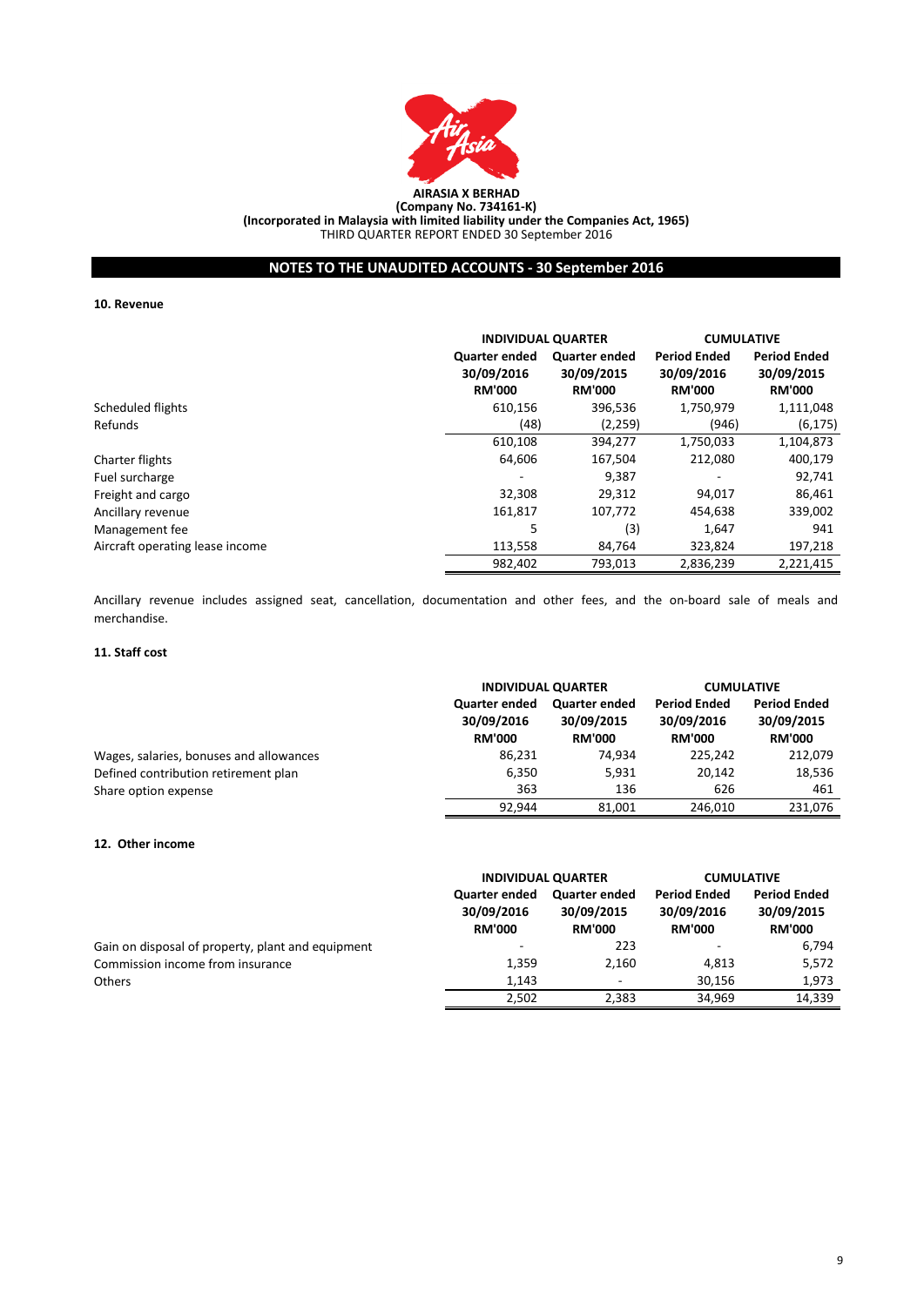**AIRASIA X BERHAD**
**(Company No. 734161-K)**
**(Incorporated in Malaysia with limited liability under the Companies Act, 1965)**
THIRD QUARTER REPORT ENDED 30 September 2016

## NOTES TO THE UNAUDITED ACCOUNTS - 30 September 2016

### 10. Revenue

| | INDIVIDUAL QUARTER | | CUMULATIVE | |
|---|---|---|---|---|
| | Quarter ended 30/09/2016 RM'000 | Quarter ended 30/09/2015 RM'000 | Period Ended 30/09/2016 RM'000 | Period Ended 30/09/2015 RM'000 |
| Scheduled flights | 610,156 | 396,536 | 1,750,979 | 1,111,048 |
| Refunds | (48) | (2,259) | (946) | (6,175) |
| | 610,108 | 394,277 | 1,750,033 | 1,104,873 |
| Charter flights | 64,606 | 167,504 | 212,080 | 400,179 |
| Fuel surcharge | - | 9,387 | - | 92,741 |
| Freight and cargo | 32,308 | 29,312 | 94,017 | 86,461 |
| Ancillary revenue | 161,817 | 107,772 | 454,638 | 339,002 |
| Management fee | 5 | (3) | 1,647 | 941 |
| Aircraft operating lease income | 113,558 | 84,764 | 323,824 | 197,218 |
| | 982,402 | 793,013 | 2,836,239 | 2,221,415 |

Ancillary revenue includes assigned seat, cancellation, documentation and other fees, and the on-board sale of meals and merchandise.

### 11. Staff cost

| | INDIVIDUAL QUARTER | | CUMULATIVE | |
|---|---|---|---|---|
| | Quarter ended 30/09/2016 RM'000 | Quarter ended 30/09/2015 RM'000 | Period Ended 30/09/2016 RM'000 | Period Ended 30/09/2015 RM'000 |
| Wages, salaries, bonuses and allowances | 86,231 | 74,934 | 225,242 | 212,079 |
| Defined contribution retirement plan | 6,350 | 5,931 | 20,142 | 18,536 |
| Share option expense | 363 | 136 | 626 | 461 |
| | 92,944 | 81,001 | 246,010 | 231,076 |

### 12. Other income

| | INDIVIDUAL QUARTER | | CUMULATIVE | |
|---|---|---|---|---|
| | Quarter ended 30/09/2016 RM'000 | Quarter ended 30/09/2015 RM'000 | Period Ended 30/09/2016 RM'000 | Period Ended 30/09/2015 RM'000 |
| Gain on disposal of property, plant and equipment | - | 223 | - | 6,794 |
| Commission income from insurance | 1,359 | 2,160 | 4,813 | 5,572 |
| Others | 1,143 | - | 30,156 | 1,973 |
| | 2,502 | 2,383 | 34,969 | 14,339 |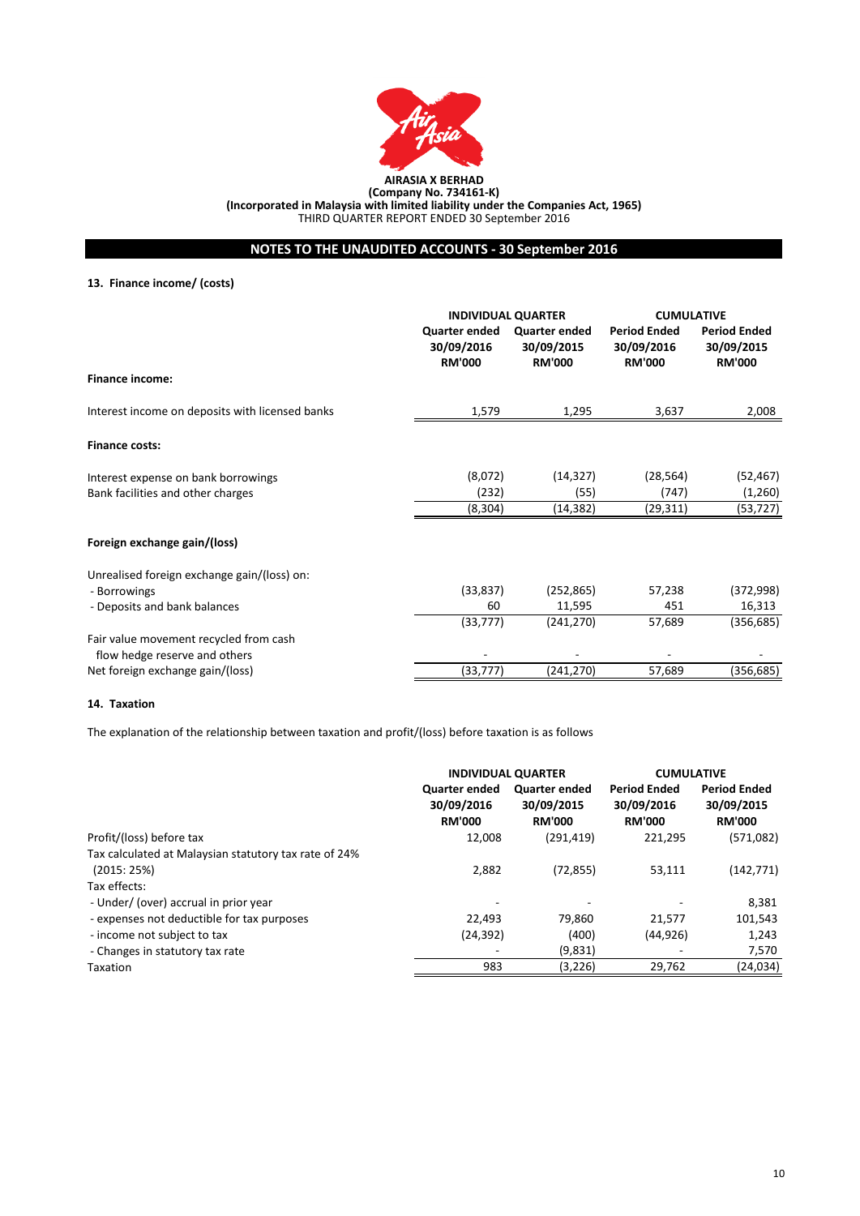**AIRASIA X BERHAD**
**(Company No. 734161-K)**
**(Incorporated in Malaysia with limited liability under the Companies Act, 1965)**
THIRD QUARTER REPORT ENDED 30 September 2016

## NOTES TO THE UNAUDITED ACCOUNTS - 30 September 2016

### 13. Finance income/ (costs)

| | INDIVIDUAL QUARTER | | CUMULATIVE | |
|---|---|---|---|---|
| | Quarter ended 30/09/2016 RM'000 | Quarter ended 30/09/2015 RM'000 | Period Ended 30/09/2016 RM'000 | Period Ended 30/09/2015 RM'000 |
| **Finance income:** | | | | |
| Interest income on deposits with licensed banks | 1,579 | 1,295 | 3,637 | 2,008 |
| **Finance costs:** | | | | |
| Interest expense on bank borrowings | (8,072) | (14,327) | (28,564) | (52,467) |
| Bank facilities and other charges | (232) | (55) | (747) | (1,260) |
| | (8,304) | (14,382) | (29,311) | (53,727) |
| **Foreign exchange gain/(loss)** | | | | |
| Unrealised foreign exchange gain/(loss) on: | | | | |
| - Borrowings | (33,837) | (252,865) | 57,238 | (372,998) |
| - Deposits and bank balances | 60 | 11,595 | 451 | 16,313 |
| | (33,777) | (241,270) | 57,689 | (356,685) |
| Fair value movement recycled from cash flow hedge reserve and others | - | - | - | - |
| Net foreign exchange gain/(loss) | (33,777) | (241,270) | 57,689 | (356,685) |

### 14. Taxation

The explanation of the relationship between taxation and profit/(loss) before taxation is as follows

| | INDIVIDUAL QUARTER | | CUMULATIVE | |
|---|---|---|---|---|
| | Quarter ended 30/09/2016 RM'000 | Quarter ended 30/09/2015 RM'000 | Period Ended 30/09/2016 RM'000 | Period Ended 30/09/2015 RM'000 |
| Profit/(loss) before tax | 12,008 | (291,419) | 221,295 | (571,082) |
| Tax calculated at Malaysian statutory tax rate of 24% (2015: 25%) | 2,882 | (72,855) | 53,111 | (142,771) |
| Tax effects: | | | | |
| - Under/ (over) accrual in prior year | - | - | - | 8,381 |
| - expenses not deductible for tax purposes | 22,493 | 79,860 | 21,577 | 101,543 |
| - income not subject to tax | (24,392) | (400) | (44,926) | 1,243 |
| - Changes in statutory tax rate | - | (9,831) | - | 7,570 |
| Taxation | 983 | (3,226) | 29,762 | (24,034) |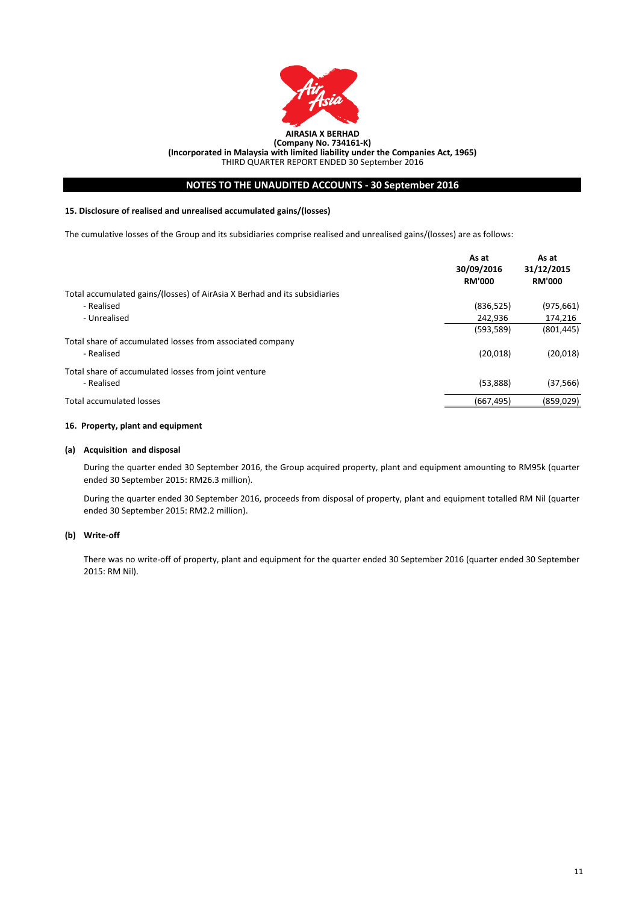**AIRASIA X BERHAD**
**(Company No. 734161-K)**
**(Incorporated in Malaysia with limited liability under the Companies Act, 1965)**
THIRD QUARTER REPORT ENDED 30 September 2016

## NOTES TO THE UNAUDITED ACCOUNTS - 30 September 2016

### 15. Disclosure of realised and unrealised accumulated gains/(losses)

The cumulative losses of the Group and its subsidiaries comprise realised and unrealised gains/(losses) are as follows:

| | As at 30/09/2016 RM'000 | As at 31/12/2015 RM'000 |
|---|---|---|
| Total accumulated gains/(losses) of AirAsia X Berhad and its subsidiaries | | |
| - Realised | (836,525) | (975,661) |
| - Unrealised | 242,936 | 174,216 |
| | (593,589) | (801,445) |
| Total share of accumulated losses from associated company | | |
| - Realised | (20,018) | (20,018) |
| Total share of accumulated losses from joint venture | | |
| - Realised | (53,888) | (37,566) |
| Total accumulated losses | (667,495) | (859,029) |

### 16. Property, plant and equipment

#### (a) Acquisition and disposal

During the quarter ended 30 September 2016, the Group acquired property, plant and equipment amounting to RM95k (quarter ended 30 September 2015: RM26.3 million).

During the quarter ended 30 September 2016, proceeds from disposal of property, plant and equipment totalled RM Nil (quarter ended 30 September 2015: RM2.2 million).

#### (b) Write-off

There was no write-off of property, plant and equipment for the quarter ended 30 September 2016 (quarter ended 30 September 2015: RM Nil).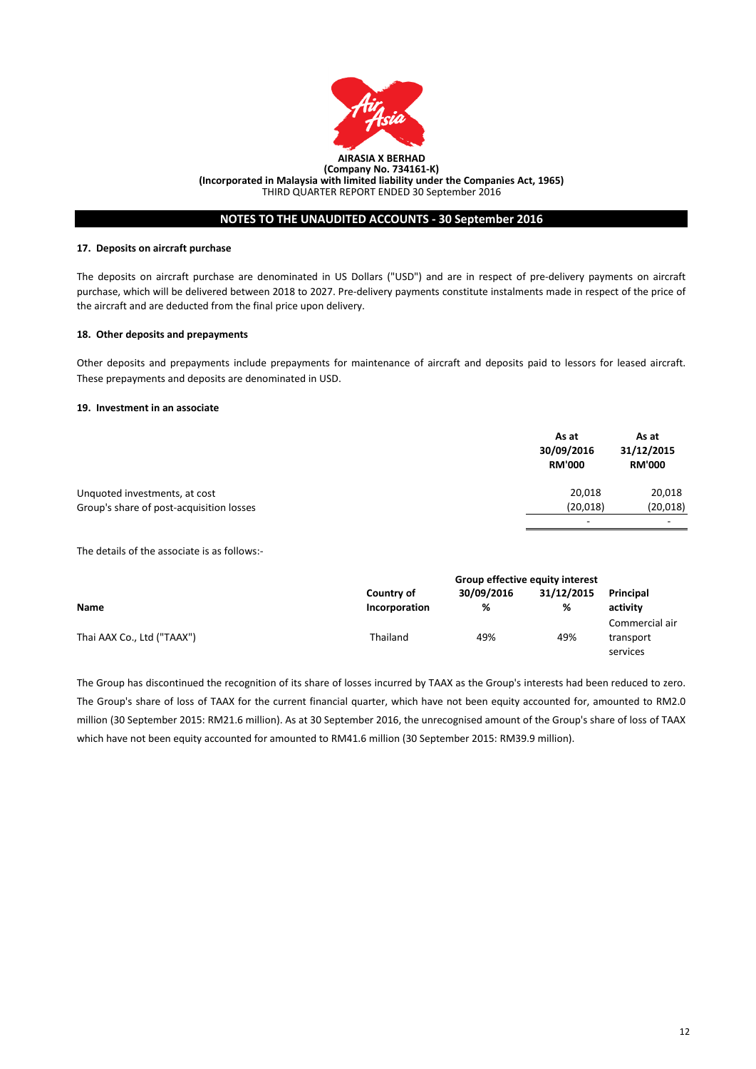**AIRASIA X BERHAD**
**(Company No. 734161-K)**
**(Incorporated in Malaysia with limited liability under the Companies Act, 1965)**
THIRD QUARTER REPORT ENDED 30 September 2016

## NOTES TO THE UNAUDITED ACCOUNTS - 30 September 2016

### 17. Deposits on aircraft purchase

The deposits on aircraft purchase are denominated in US Dollars ("USD") and are in respect of pre-delivery payments on aircraft purchase, which will be delivered between 2018 to 2027. Pre-delivery payments constitute instalments made in respect of the price of the aircraft and are deducted from the final price upon delivery.

### 18. Other deposits and prepayments

Other deposits and prepayments include prepayments for maintenance of aircraft and deposits paid to lessors for leased aircraft. These prepayments and deposits are denominated in USD.

### 19. Investment in an associate

| | As at 30/09/2016 RM'000 | As at 31/12/2015 RM'000 |
|---|---|---|
| Unquoted investments, at cost | 20,018 | 20,018 |
| Group's share of post-acquisition losses | (20,018) | (20,018) |
| | - | - |

The details of the associate is as follows:-

| Name | Country of Incorporation | Group effective equity interest 30/09/2016 % | Group effective equity interest 31/12/2015 % | Principal activity |
|---|---|---|---|---|
| Thai AAX Co., Ltd ("TAAX") | Thailand | 49% | 49% | Commercial air transport services |

The Group has discontinued the recognition of its share of losses incurred by TAAX as the Group's interests had been reduced to zero. The Group's share of loss of TAAX for the current financial quarter, which have not been equity accounted for, amounted to RM2.0 million (30 September 2015: RM21.6 million). As at 30 September 2016, the unrecognised amount of the Group's share of loss of TAAX which have not been equity accounted for amounted to RM41.6 million (30 September 2015: RM39.9 million).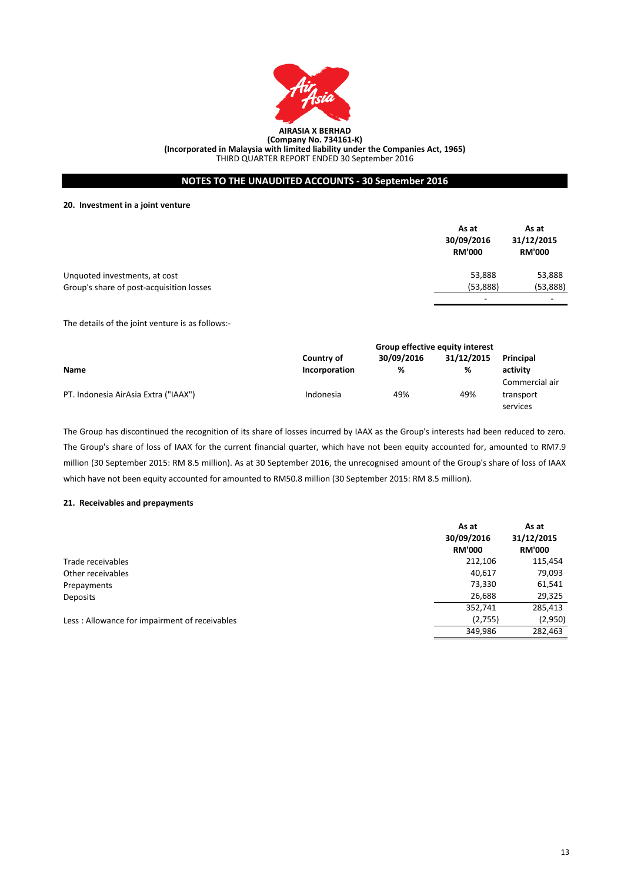**AIRASIA X BERHAD**
**(Company No. 734161-K)**
**(Incorporated in Malaysia with limited liability under the Companies Act, 1965)**
THIRD QUARTER REPORT ENDED 30 September 2016

## NOTES TO THE UNAUDITED ACCOUNTS - 30 September 2016

### 20. Investment in a joint venture

| | As at 30/09/2016 RM'000 | As at 31/12/2015 RM'000 |
|---|---|---|
| Unquoted investments, at cost | 53,888 | 53,888 |
| Group's share of post-acquisition losses | (53,888) | (53,888) |
| | - | - |

The details of the joint venture is as follows:-

| | | Group effective equity interest | | |
|---|---|---|---|---|
| **Name** | **Country of Incorporation** | **30/09/2016 %** | **31/12/2015 %** | **Principal activity** |
| PT. Indonesia AirAsia Extra ("IAAX") | Indonesia | 49% | 49% | Commercial air transport services |

The Group has discontinued the recognition of its share of losses incurred by IAAX as the Group's interests had been reduced to zero. The Group's share of loss of IAAX for the current financial quarter, which have not been equity accounted for, amounted to RM7.9 million (30 September 2015: RM 8.5 million). As at 30 September 2016, the unrecognised amount of the Group's share of loss of IAAX which have not been equity accounted for amounted to RM50.8 million (30 September 2015: RM 8.5 million).

### 21. Receivables and prepayments

| | As at 30/09/2016 RM'000 | As at 31/12/2015 RM'000 |
|---|---|---|
| Trade receivables | 212,106 | 115,454 |
| Other receivables | 40,617 | 79,093 |
| Prepayments | 73,330 | 61,541 |
| Deposits | 26,688 | 29,325 |
| | 352,741 | 285,413 |
| Less : Allowance for impairment of receivables | (2,755) | (2,950) |
| | 349,986 | 282,463 |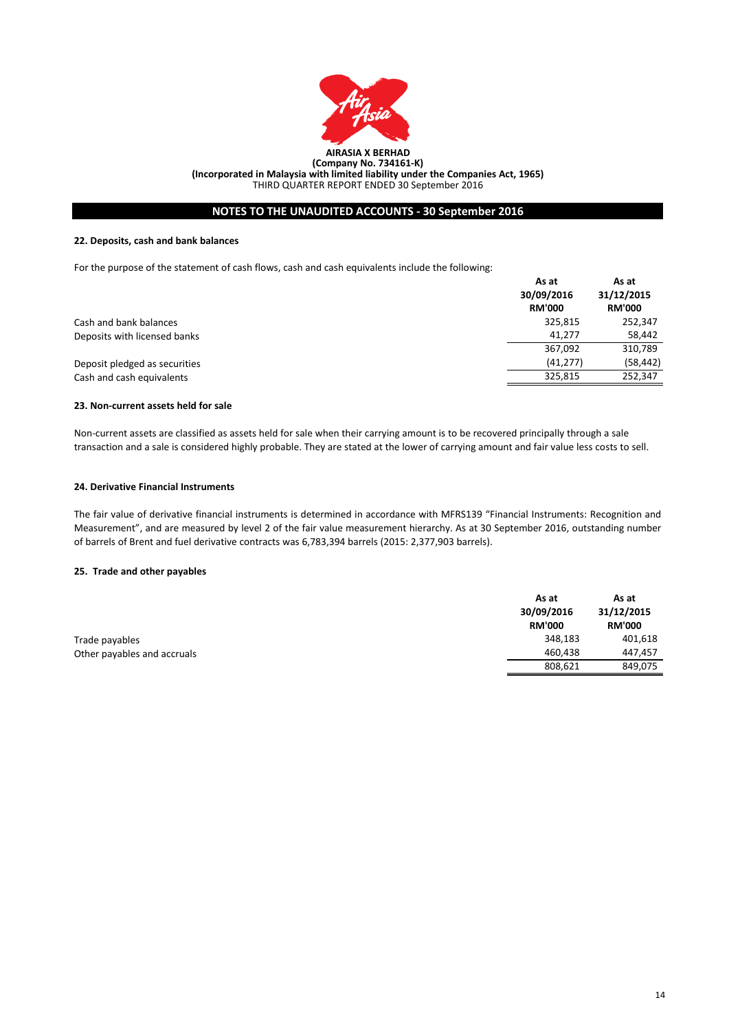**AIRASIA X BERHAD**
**(Company No. 734161-K)**
**(Incorporated in Malaysia with limited liability under the Companies Act, 1965)**
THIRD QUARTER REPORT ENDED 30 September 2016

## NOTES TO THE UNAUDITED ACCOUNTS - 30 September 2016

### 22. Deposits, cash and bank balances

For the purpose of the statement of cash flows, cash and cash equivalents include the following:

| | As at 30/09/2016 RM'000 | As at 31/12/2015 RM'000 |
|---|---|---|
| Cash and bank balances | 325,815 | 252,347 |
| Deposits with licensed banks | 41,277 | 58,442 |
| | 367,092 | 310,789 |
| Deposit pledged as securities | (41,277) | (58,442) |
| Cash and cash equivalents | 325,815 | 252,347 |

### 23. Non-current assets held for sale

Non-current assets are classified as assets held for sale when their carrying amount is to be recovered principally through a sale transaction and a sale is considered highly probable. They are stated at the lower of carrying amount and fair value less costs to sell.

### 24. Derivative Financial Instruments

The fair value of derivative financial instruments is determined in accordance with MFRS139 "Financial Instruments: Recognition and Measurement", and are measured by level 2 of the fair value measurement hierarchy. As at 30 September 2016, outstanding number of barrels of Brent and fuel derivative contracts was 6,783,394 barrels (2015: 2,377,903 barrels).

### 25. Trade and other payables

| | As at 30/09/2016 RM'000 | As at 31/12/2015 RM'000 |
|---|---|---|
| Trade payables | 348,183 | 401,618 |
| Other payables and accruals | 460,438 | 447,457 |
| | 808,621 | 849,075 |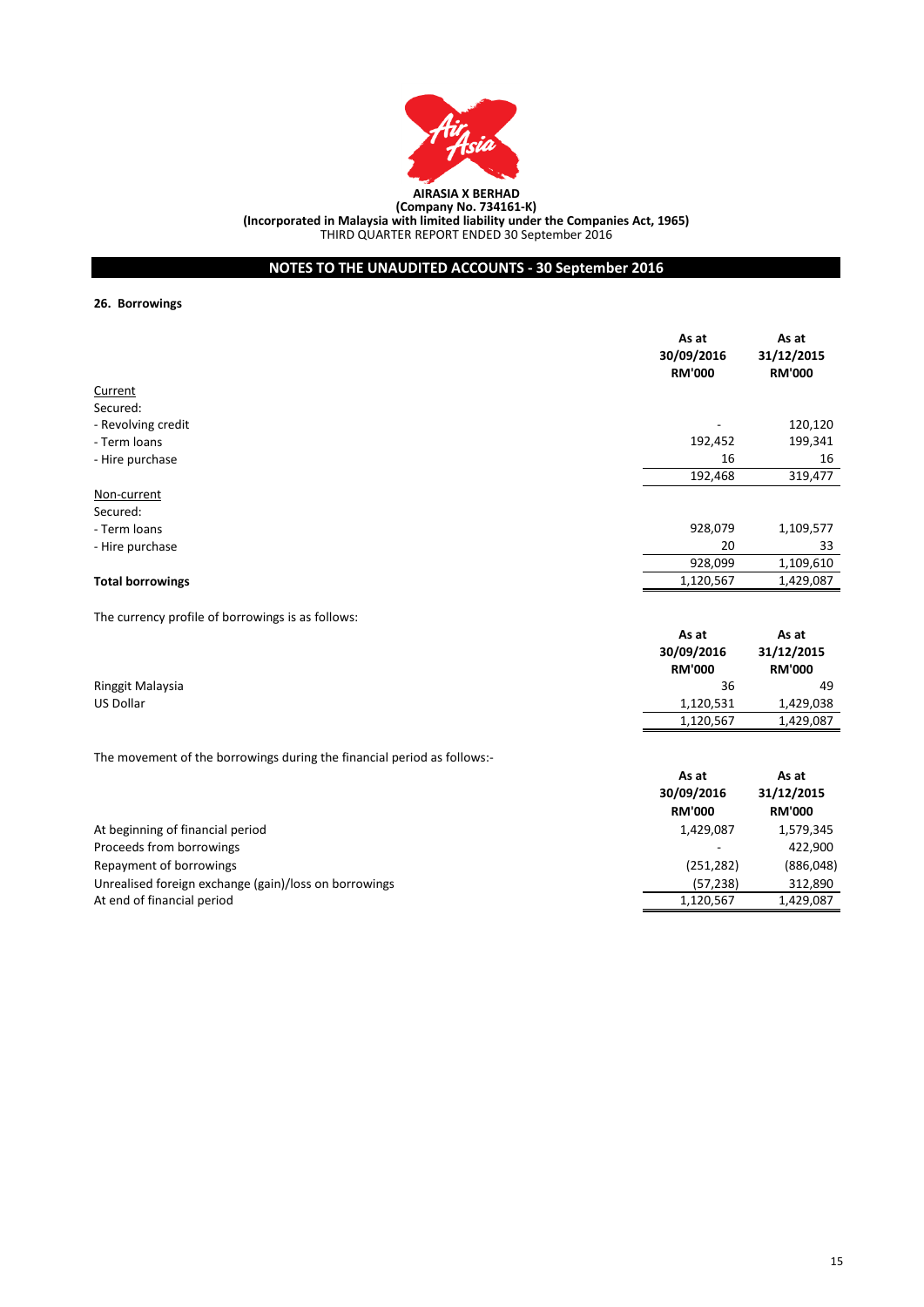**AIRASIA X BERHAD**
**(Company No. 734161-K)**
**(Incorporated in Malaysia with limited liability under the Companies Act, 1965)**
THIRD QUARTER REPORT ENDED 30 September 2016

## NOTES TO THE UNAUDITED ACCOUNTS - 30 September 2016

### 26. Borrowings

| | As at 30/09/2016 RM'000 | As at 31/12/2015 RM'000 |
|---|---|---|
| Current | | |
| Secured: | | |
| - Revolving credit | - | 120,120 |
| - Term loans | 192,452 | 199,341 |
| - Hire purchase | 16 | 16 |
| | 192,468 | 319,477 |
| Non-current | | |
| Secured: | | |
| - Term loans | 928,079 | 1,109,577 |
| - Hire purchase | 20 | 33 |
| | 928,099 | 1,109,610 |
| **Total borrowings** | 1,120,567 | 1,429,087 |

The currency profile of borrowings is as follows:

| | As at 30/09/2016 RM'000 | As at 31/12/2015 RM'000 |
|---|---|---|
| Ringgit Malaysia | 36 | 49 |
| US Dollar | 1,120,531 | 1,429,038 |
| | 1,120,567 | 1,429,087 |

The movement of the borrowings during the financial period as follows:-

| | As at 30/09/2016 RM'000 | As at 31/12/2015 RM'000 |
|---|---|---|
| At beginning of financial period | 1,429,087 | 1,579,345 |
| Proceeds from borrowings | - | 422,900 |
| Repayment of borrowings | (251,282) | (886,048) |
| Unrealised foreign exchange (gain)/loss on borrowings | (57,238) | 312,890 |
| At end of financial period | 1,120,567 | 1,429,087 |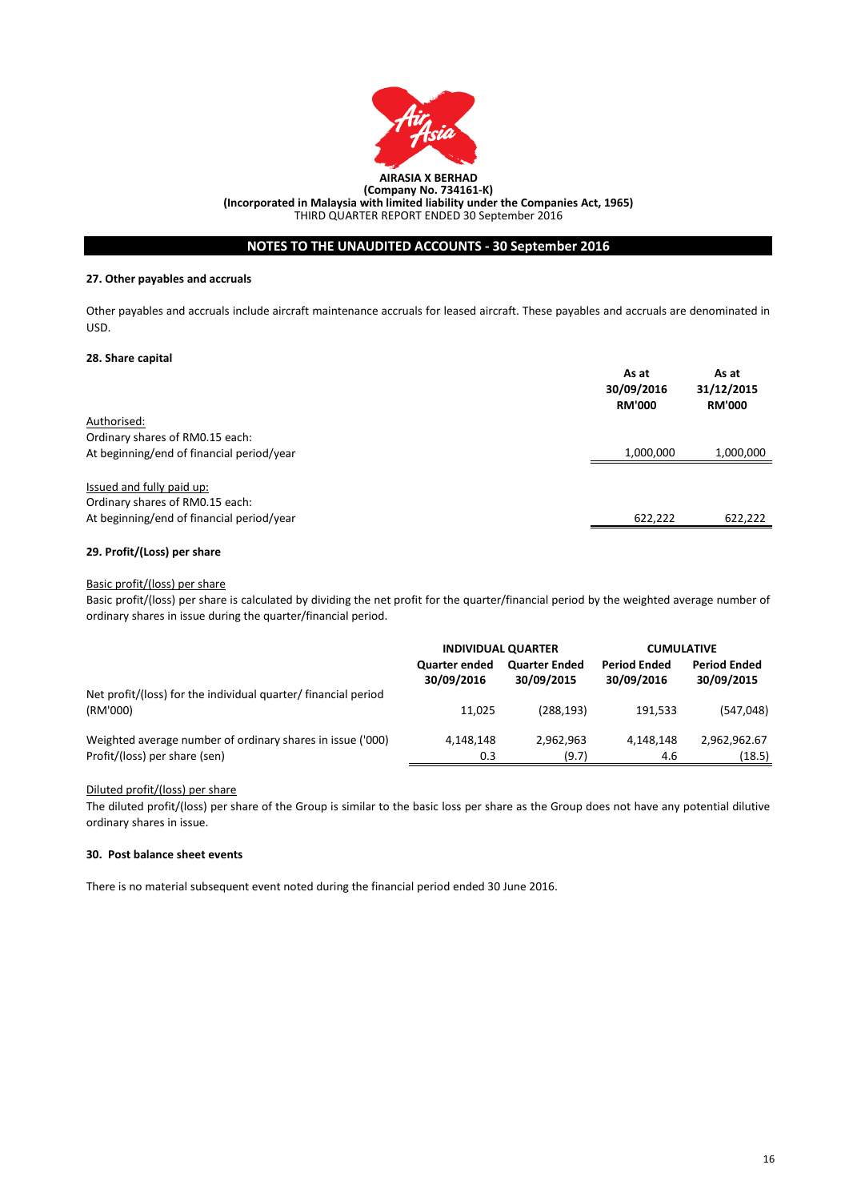**AIRASIA X BERHAD**
**(Company No. 734161-K)**
**(Incorporated in Malaysia with limited liability under the Companies Act, 1965)**
THIRD QUARTER REPORT ENDED 30 September 2016

## NOTES TO THE UNAUDITED ACCOUNTS - 30 September 2016

### 27. Other payables and accruals

Other payables and accruals include aircraft maintenance accruals for leased aircraft. These payables and accruals are denominated in USD.

### 28. Share capital

| | As at 30/09/2016 RM'000 | As at 31/12/2015 RM'000 |
|---|---|---|
| Authorised: | | |
| Ordinary shares of RM0.15 each: | | |
| At beginning/end of financial period/year | 1,000,000 | 1,000,000 |
| | | |
| Issued and fully paid up: | | |
| Ordinary shares of RM0.15 each: | | |
| At beginning/end of financial period/year | 622,222 | 622,222 |

### 29. Profit/(Loss) per share

Basic profit/(loss) per share

Basic profit/(loss) per share is calculated by dividing the net profit for the quarter/financial period by the weighted average number of ordinary shares in issue during the quarter/financial period.

| | INDIVIDUAL QUARTER | | CUMULATIVE | |
|---|---|---|---|---|
| | Quarter ended 30/09/2016 | Quarter Ended 30/09/2015 | Period Ended 30/09/2016 | Period Ended 30/09/2015 |
| Net profit/(loss) for the individual quarter/ financial period (RM'000) | 11,025 | (288,193) | 191,533 | (547,048) |
| Weighted average number of ordinary shares in issue ('000) | 4,148,148 | 2,962,963 | 4,148,148 | 2,962,962.67 |
| Profit/(loss) per share (sen) | 0.3 | (9.7) | 4.6 | (18.5) |

Diluted profit/(loss) per share

The diluted profit/(loss) per share of the Group is similar to the basic loss per share as the Group does not have any potential dilutive ordinary shares in issue.

### 30. Post balance sheet events

There is no material subsequent event noted during the financial period ended 30 June 2016.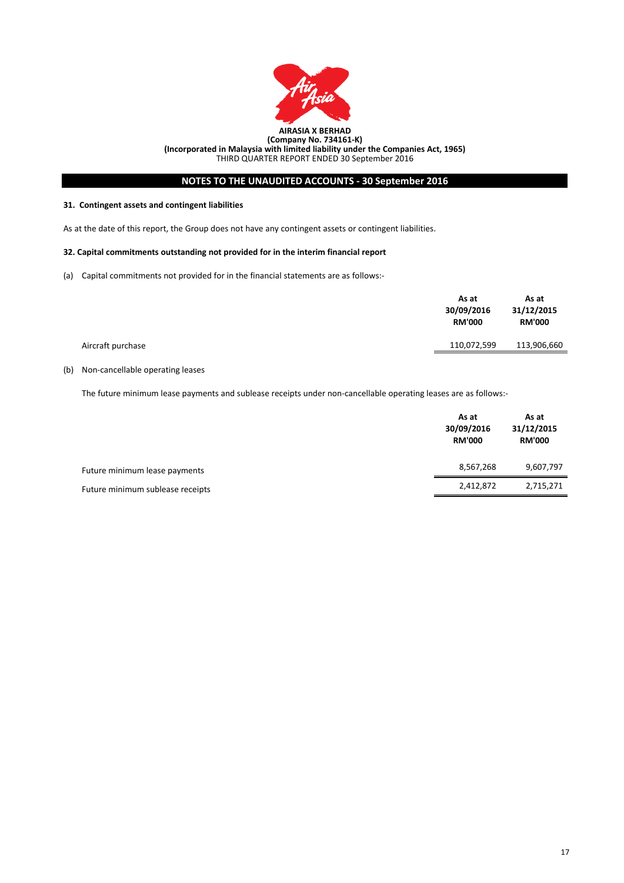**AIRASIA X BERHAD**
**(Company No. 734161-K)**
**(Incorporated in Malaysia with limited liability under the Companies Act, 1965)**
THIRD QUARTER REPORT ENDED 30 September 2016

## NOTES TO THE UNAUDITED ACCOUNTS - 30 September 2016

### 31. Contingent assets and contingent liabilities

As at the date of this report, the Group does not have any contingent assets or contingent liabilities.

### 32. Capital commitments outstanding not provided for in the interim financial report

(a) Capital commitments not provided for in the financial statements are as follows:-

| | As at 30/09/2016 RM'000 | As at 31/12/2015 RM'000 |
|---|---|---|
| Aircraft purchase | 110,072,599 | 113,906,660 |

(b) Non-cancellable operating leases

The future minimum lease payments and sublease receipts under non-cancellable operating leases are as follows:-

| | As at 30/09/2016 RM'000 | As at 31/12/2015 RM'000 |
|---|---|---|
| Future minimum lease payments | 8,567,268 | 9,607,797 |
| Future minimum sublease receipts | 2,412,872 | 2,715,271 |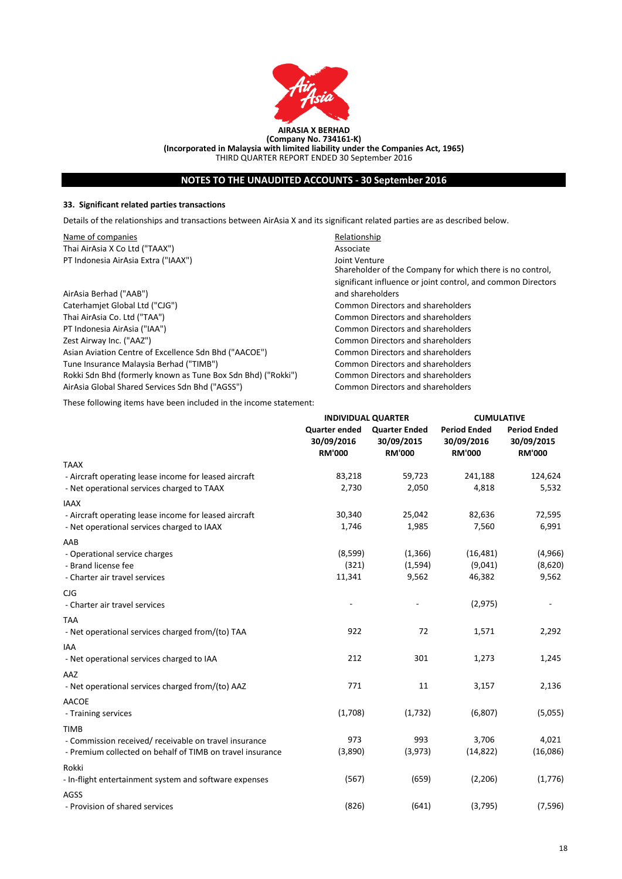**AIRASIA X BERHAD**
**(Company No. 734161-K)**
**(Incorporated in Malaysia with limited liability under the Companies Act, 1965)**
THIRD QUARTER REPORT ENDED 30 September 2016

## NOTES TO THE UNAUDITED ACCOUNTS - 30 September 2016

### 33. Significant related parties transactions

Details of the relationships and transactions between AirAsia X and its significant related parties are as described below.

| Name of companies | Relationship |
|---|---|
| Thai AirAsia X Co Ltd ("TAAX") | Associate |
| PT Indonesia AirAsia Extra ("IAAX") | Joint Venture |
| AirAsia Berhad ("AAB") | Shareholder of the Company for which there is no control, significant influence or joint control, and common Directors and shareholders |
| Caterhamjet Global Ltd ("CJG") | Common Directors and shareholders |
| Thai AirAsia Co. Ltd ("TAA") | Common Directors and shareholders |
| PT Indonesia AirAsia ("IAA") | Common Directors and shareholders |
| Zest Airway Inc. ("AAZ") | Common Directors and shareholders |
| Asian Aviation Centre of Excellence Sdn Bhd ("AACOE") | Common Directors and shareholders |
| Tune Insurance Malaysia Berhad ("TIMB") | Common Directors and shareholders |
| Rokki Sdn Bhd (formerly known as Tune Box Sdn Bhd) ("Rokki") | Common Directors and shareholders |
| AirAsia Global Shared Services Sdn Bhd ("AGSS") | Common Directors and shareholders |

These following items have been included in the income statement:

| | INDIVIDUAL QUARTER | | CUMULATIVE | |
|---|---|---|---|---|
| | Quarter ended 30/09/2016 RM'000 | Quarter Ended 30/09/2015 RM'000 | Period Ended 30/09/2016 RM'000 | Period Ended 30/09/2015 RM'000 |
| TAAX | | | | |
| - Aircraft operating lease income for leased aircraft | 83,218 | 59,723 | 241,188 | 124,624 |
| - Net operational services charged to TAAX | 2,730 | 2,050 | 4,818 | 5,532 |
| IAAX | | | | |
| - Aircraft operating lease income for leased aircraft | 30,340 | 25,042 | 82,636 | 72,595 |
| - Net operational services charged to IAAX | 1,746 | 1,985 | 7,560 | 6,991 |
| AAB | | | | |
| - Operational service charges | (8,599) | (1,366) | (16,481) | (4,966) |
| - Brand license fee | (321) | (1,594) | (9,041) | (8,620) |
| - Charter air travel services | 11,341 | 9,562 | 46,382 | 9,562 |
| CJG | | | | |
| - Charter air travel services | - | - | (2,975) | - |
| TAA | | | | |
| - Net operational services charged from/(to) TAA | 922 | 72 | 1,571 | 2,292 |
| IAA | | | | |
| - Net operational services charged to IAA | 212 | 301 | 1,273 | 1,245 |
| AAZ | | | | |
| - Net operational services charged from/(to) AAZ | 771 | 11 | 3,157 | 2,136 |
| AACOE | | | | |
| - Training services | (1,708) | (1,732) | (6,807) | (5,055) |
| TIMB | | | | |
| - Commission received/ receivable on travel insurance | 973 | 993 | 3,706 | 4,021 |
| - Premium collected on behalf of TIMB on travel insurance | (3,890) | (3,973) | (14,822) | (16,086) |
| Rokki | | | | |
| - In-flight entertainment system and software expenses | (567) | (659) | (2,206) | (1,776) |
| AGSS | | | | |
| - Provision of shared services | (826) | (641) | (3,795) | (7,596) |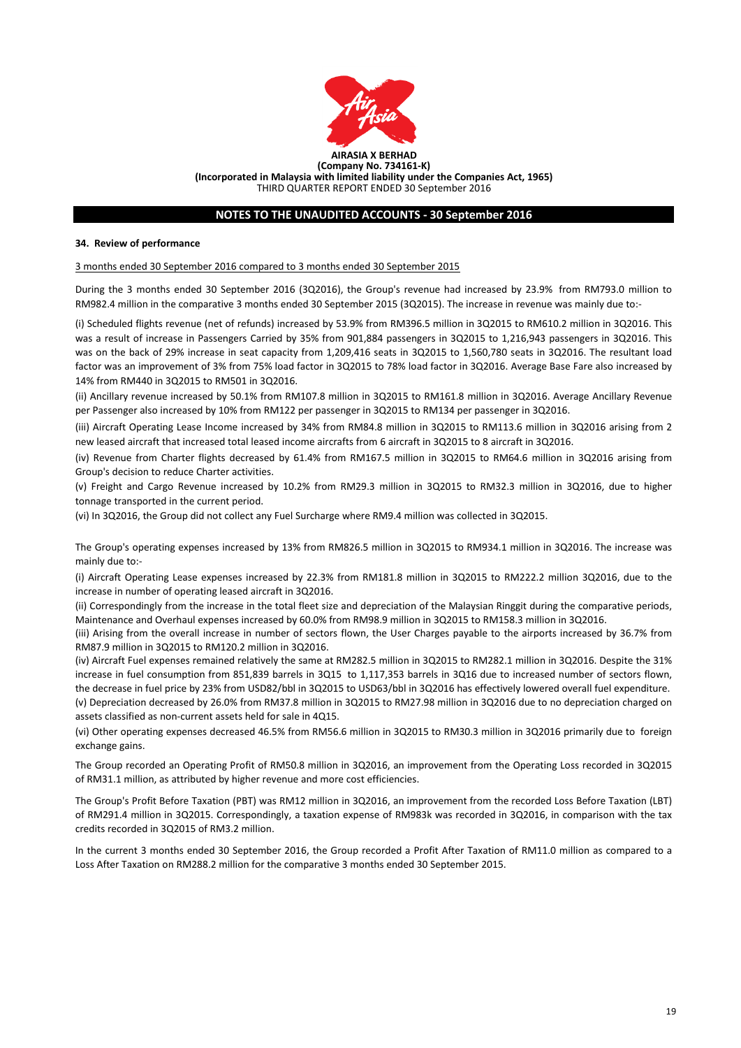**AIRASIA X BERHAD**
**(Company No. 734161-K)**
**(Incorporated in Malaysia with limited liability under the Companies Act, 1965)**
THIRD QUARTER REPORT ENDED 30 September 2016

## NOTES TO THE UNAUDITED ACCOUNTS - 30 September 2016

### 34. Review of performance

3 months ended 30 September 2016 compared to 3 months ended 30 September 2015

During the 3 months ended 30 September 2016 (3Q2016), the Group's revenue had increased by 23.9% from RM793.0 million to RM982.4 million in the comparative 3 months ended 30 September 2015 (3Q2015). The increase in revenue was mainly due to:-

(i) Scheduled flights revenue (net of refunds) increased by 53.9% from RM396.5 million in 3Q2015 to RM610.2 million in 3Q2016. This was a result of increase in Passengers Carried by 35% from 901,884 passengers in 3Q2015 to 1,216,943 passengers in 3Q2016. This was on the back of 29% increase in seat capacity from 1,209,416 seats in 3Q2015 to 1,560,780 seats in 3Q2016. The resultant load factor was an improvement of 3% from 75% load factor in 3Q2015 to 78% load factor in 3Q2016. Average Base Fare also increased by 14% from RM440 in 3Q2015 to RM501 in 3Q2016.

(ii) Ancillary revenue increased by 50.1% from RM107.8 million in 3Q2015 to RM161.8 million in 3Q2016. Average Ancillary Revenue per Passenger also increased by 10% from RM122 per passenger in 3Q2015 to RM134 per passenger in 3Q2016.

(iii) Aircraft Operating Lease Income increased by 34% from RM84.8 million in 3Q2015 to RM113.6 million in 3Q2016 arising from 2 new leased aircraft that increased total leased income aircrafts from 6 aircraft in 3Q2015 to 8 aircraft in 3Q2016.

(iv) Revenue from Charter flights decreased by 61.4% from RM167.5 million in 3Q2015 to RM64.6 million in 3Q2016 arising from Group's decision to reduce Charter activities.

(v) Freight and Cargo Revenue increased by 10.2% from RM29.3 million in 3Q2015 to RM32.3 million in 3Q2016, due to higher tonnage transported in the current period.

(vi) In 3Q2016, the Group did not collect any Fuel Surcharge where RM9.4 million was collected in 3Q2015.

The Group's operating expenses increased by 13% from RM826.5 million in 3Q2015 to RM934.1 million in 3Q2016. The increase was mainly due to:-

(i) Aircraft Operating Lease expenses increased by 22.3% from RM181.8 million in 3Q2015 to RM222.2 million 3Q2016, due to the increase in number of operating leased aircraft in 3Q2016.

(ii) Correspondingly from the increase in the total fleet size and depreciation of the Malaysian Ringgit during the comparative periods, Maintenance and Overhaul expenses increased by 60.0% from RM98.9 million in 3Q2015 to RM158.3 million in 3Q2016.

(iii) Arising from the overall increase in number of sectors flown, the User Charges payable to the airports increased by 36.7% from RM87.9 million in 3Q2015 to RM120.2 million in 3Q2016.

(iv) Aircraft Fuel expenses remained relatively the same at RM282.5 million in 3Q2015 to RM282.1 million in 3Q2016. Despite the 31% increase in fuel consumption from 851,839 barrels in 3Q15 to 1,117,353 barrels in 3Q16 due to increased number of sectors flown, the decrease in fuel price by 23% from USD82/bbl in 3Q2015 to USD63/bbl in 3Q2016 has effectively lowered overall fuel expenditure.

(v) Depreciation decreased by 26.0% from RM37.8 million in 3Q2015 to RM27.98 million in 3Q2016 due to no depreciation charged on assets classified as non-current assets held for sale in 4Q15.

(vi) Other operating expenses decreased 46.5% from RM56.6 million in 3Q2015 to RM30.3 million in 3Q2016 primarily due to foreign exchange gains.

The Group recorded an Operating Profit of RM50.8 million in 3Q2016, an improvement from the Operating Loss recorded in 3Q2015 of RM31.1 million, as attributed by higher revenue and more cost efficiencies.

The Group's Profit Before Taxation (PBT) was RM12 million in 3Q2016, an improvement from the recorded Loss Before Taxation (LBT) of RM291.4 million in 3Q2015. Correspondingly, a taxation expense of RM983k was recorded in 3Q2016, in comparison with the tax credits recorded in 3Q2015 of RM3.2 million.

In the current 3 months ended 30 September 2016, the Group recorded a Profit After Taxation of RM11.0 million as compared to a Loss After Taxation on RM288.2 million for the comparative 3 months ended 30 September 2015.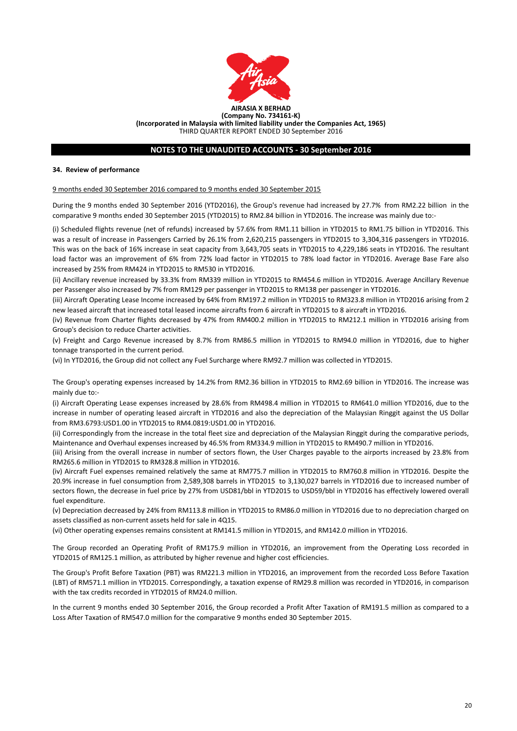**AIRASIA X BERHAD**
**(Company No. 734161-K)**
**(Incorporated in Malaysia with limited liability under the Companies Act, 1965)**
THIRD QUARTER REPORT ENDED 30 September 2016

## NOTES TO THE UNAUDITED ACCOUNTS - 30 September 2016

### 34. Review of performance

9 months ended 30 September 2016 compared to 9 months ended 30 September 2015

During the 9 months ended 30 September 2016 (YTD2016), the Group's revenue had increased by 27.7% from RM2.22 billion in the comparative 9 months ended 30 September 2015 (YTD2015) to RM2.84 billion in YTD2016. The increase was mainly due to:-

(i) Scheduled flights revenue (net of refunds) increased by 57.6% from RM1.11 billion in YTD2015 to RM1.75 billion in YTD2016. This was a result of increase in Passengers Carried by 26.1% from 2,620,215 passengers in YTD2015 to 3,304,316 passengers in YTD2016. This was on the back of 16% increase in seat capacity from 3,643,705 seats in YTD2015 to 4,229,186 seats in YTD2016. The resultant load factor was an improvement of 6% from 72% load factor in YTD2015 to 78% load factor in YTD2016. Average Base Fare also increased by 25% from RM424 in YTD2015 to RM530 in YTD2016.

(ii) Ancillary revenue increased by 33.3% from RM339 million in YTD2015 to RM454.6 million in YTD2016. Average Ancillary Revenue per Passenger also increased by 7% from RM129 per passenger in YTD2015 to RM138 per passenger in YTD2016.

(iii) Aircraft Operating Lease Income increased by 64% from RM197.2 million in YTD2015 to RM323.8 million in YTD2016 arising from 2 new leased aircraft that increased total leased income aircrafts from 6 aircraft in YTD2015 to 8 aircraft in YTD2016.

(iv) Revenue from Charter flights decreased by 47% from RM400.2 million in YTD2015 to RM212.1 million in YTD2016 arising from Group's decision to reduce Charter activities.

(v) Freight and Cargo Revenue increased by 8.7% from RM86.5 million in YTD2015 to RM94.0 million in YTD2016, due to higher tonnage transported in the current period.

(vi) In YTD2016, the Group did not collect any Fuel Surcharge where RM92.7 million was collected in YTD2015.

The Group's operating expenses increased by 14.2% from RM2.36 billion in YTD2015 to RM2.69 billion in YTD2016. The increase was mainly due to:-

(i) Aircraft Operating Lease expenses increased by 28.6% from RM498.4 million in YTD2015 to RM641.0 million YTD2016, due to the increase in number of operating leased aircraft in YTD2016 and also the depreciation of the Malaysian Ringgit against the US Dollar from RM3.6793:USD1.00 in YTD2015 to RM4.0819:USD1.00 in YTD2016.

(ii) Correspondingly from the increase in the total fleet size and depreciation of the Malaysian Ringgit during the comparative periods, Maintenance and Overhaul expenses increased by 46.5% from RM334.9 million in YTD2015 to RM490.7 million in YTD2016.

(iii) Arising from the overall increase in number of sectors flown, the User Charges payable to the airports increased by 23.8% from RM265.6 million in YTD2015 to RM328.8 million in YTD2016.

(iv) Aircraft Fuel expenses remained relatively the same at RM775.7 million in YTD2015 to RM760.8 million in YTD2016. Despite the 20.9% increase in fuel consumption from 2,589,308 barrels in YTD2015 to 3,130,027 barrels in YTD2016 due to increased number of sectors flown, the decrease in fuel price by 27% from USD81/bbl in YTD2015 to USD59/bbl in YTD2016 has effectively lowered overall fuel expenditure.

(v) Depreciation decreased by 24% from RM113.8 million in YTD2015 to RM86.0 million in YTD2016 due to no depreciation charged on assets classified as non-current assets held for sale in 4Q15.

(vi) Other operating expenses remains consistent at RM141.5 million in YTD2015, and RM142.0 million in YTD2016.

The Group recorded an Operating Profit of RM175.9 million in YTD2016, an improvement from the Operating Loss recorded in YTD2015 of RM125.1 million, as attributed by higher revenue and higher cost efficiencies.

The Group's Profit Before Taxation (PBT) was RM221.3 million in YTD2016, an improvement from the recorded Loss Before Taxation (LBT) of RM571.1 million in YTD2015. Correspondingly, a taxation expense of RM29.8 million was recorded in YTD2016, in comparison with the tax credits recorded in YTD2015 of RM24.0 million.

In the current 9 months ended 30 September 2016, the Group recorded a Profit After Taxation of RM191.5 million as compared to a Loss After Taxation of RM547.0 million for the comparative 9 months ended 30 September 2015.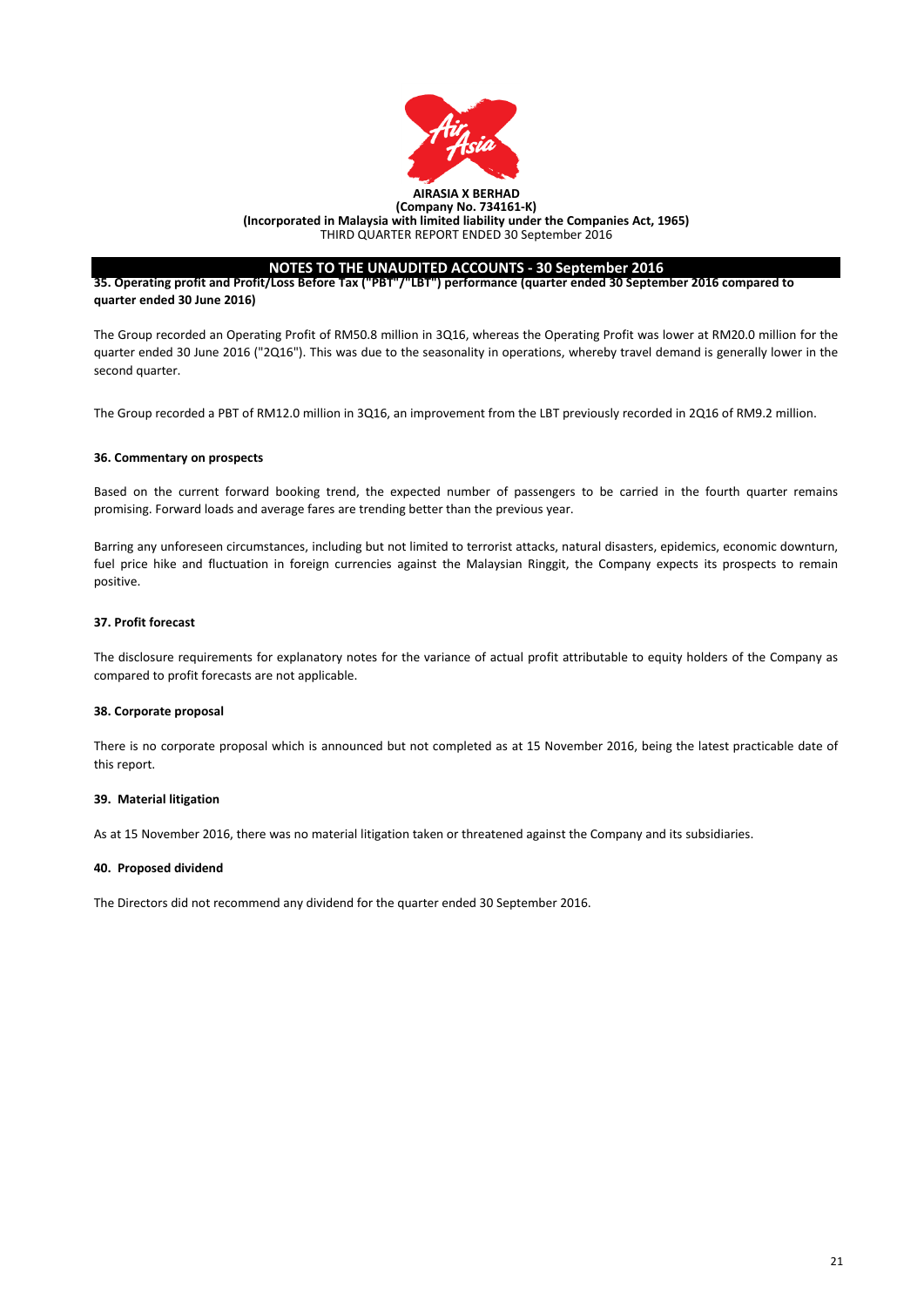**AIRASIA X BERHAD**
**(Company No. 734161-K)**
**(Incorporated in Malaysia with limited liability under the Companies Act, 1965)**
THIRD QUARTER REPORT ENDED 30 September 2016

## NOTES TO THE UNAUDITED ACCOUNTS - 30 September 2016

**35. Operating profit and Profit/Loss Before Tax ("PBT"/"LBT") performance (quarter ended 30 September 2016 compared to quarter ended 30 June 2016)**

The Group recorded an Operating Profit of RM50.8 million in 3Q16, whereas the Operating Profit was lower at RM20.0 million for the quarter ended 30 June 2016 ("2Q16"). This was due to the seasonality in operations, whereby travel demand is generally lower in the second quarter.

The Group recorded a PBT of RM12.0 million in 3Q16, an improvement from the LBT previously recorded in 2Q16 of RM9.2 million.

**36. Commentary on prospects**

Based on the current forward booking trend, the expected number of passengers to be carried in the fourth quarter remains promising. Forward loads and average fares are trending better than the previous year.

Barring any unforeseen circumstances, including but not limited to terrorist attacks, natural disasters, epidemics, economic downturn, fuel price hike and fluctuation in foreign currencies against the Malaysian Ringgit, the Company expects its prospects to remain positive.

**37. Profit forecast**

The disclosure requirements for explanatory notes for the variance of actual profit attributable to equity holders of the Company as compared to profit forecasts are not applicable.

**38. Corporate proposal**

There is no corporate proposal which is announced but not completed as at 15 November 2016, being the latest practicable date of this report.

**39. Material litigation**

As at 15 November 2016, there was no material litigation taken or threatened against the Company and its subsidiaries.

**40. Proposed dividend**

The Directors did not recommend any dividend for the quarter ended 30 September 2016.